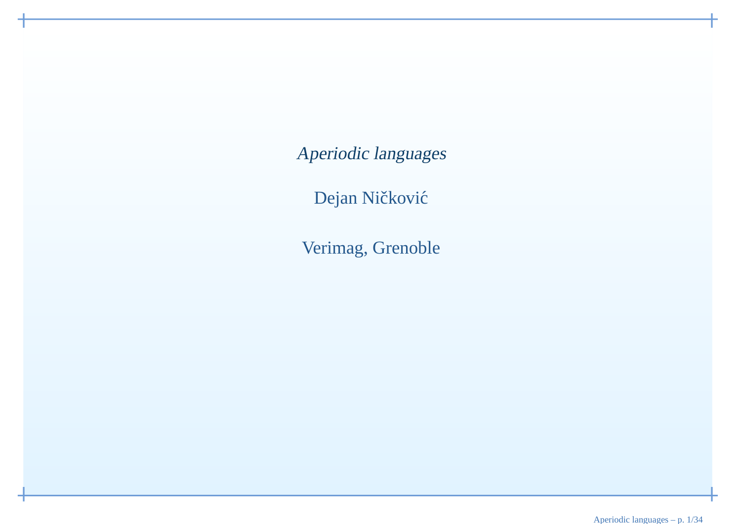# *Aperiodic languages*

Dejan Ničković

Verimag, Grenoble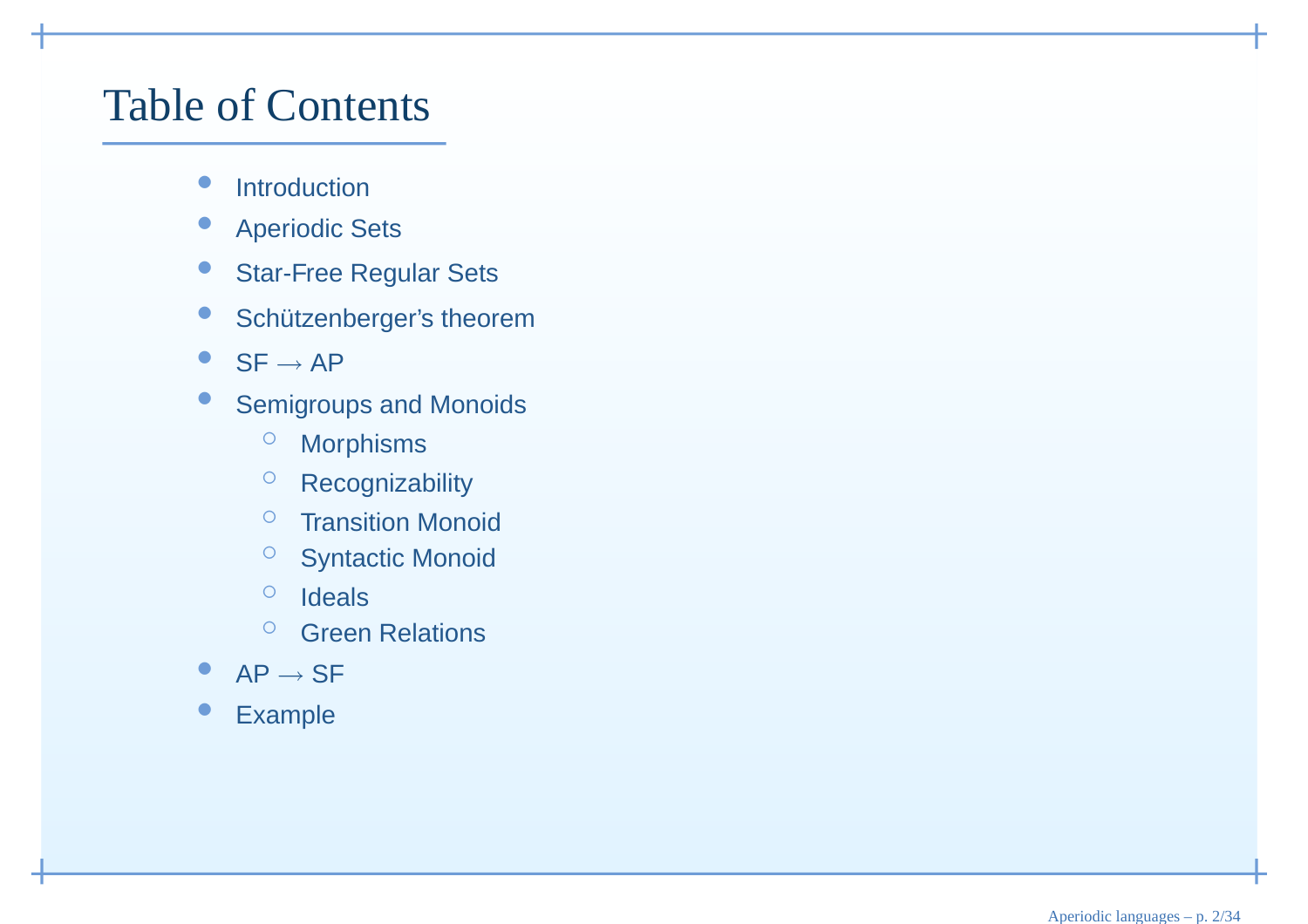# Table of Contents

- Introduction
- Aperiodic Sets
- Star-Free Regular Sets
- Schützenberger's theorem
- SF $\longrightarrow$ AP
- Semigroups and Monoids
  - Morphisms
  - Recognizability
  - Transition Monoid
  - Syntactic Monoid
  - Ideals
  - Green Relations
- AP $\longrightarrow$ SF
- Example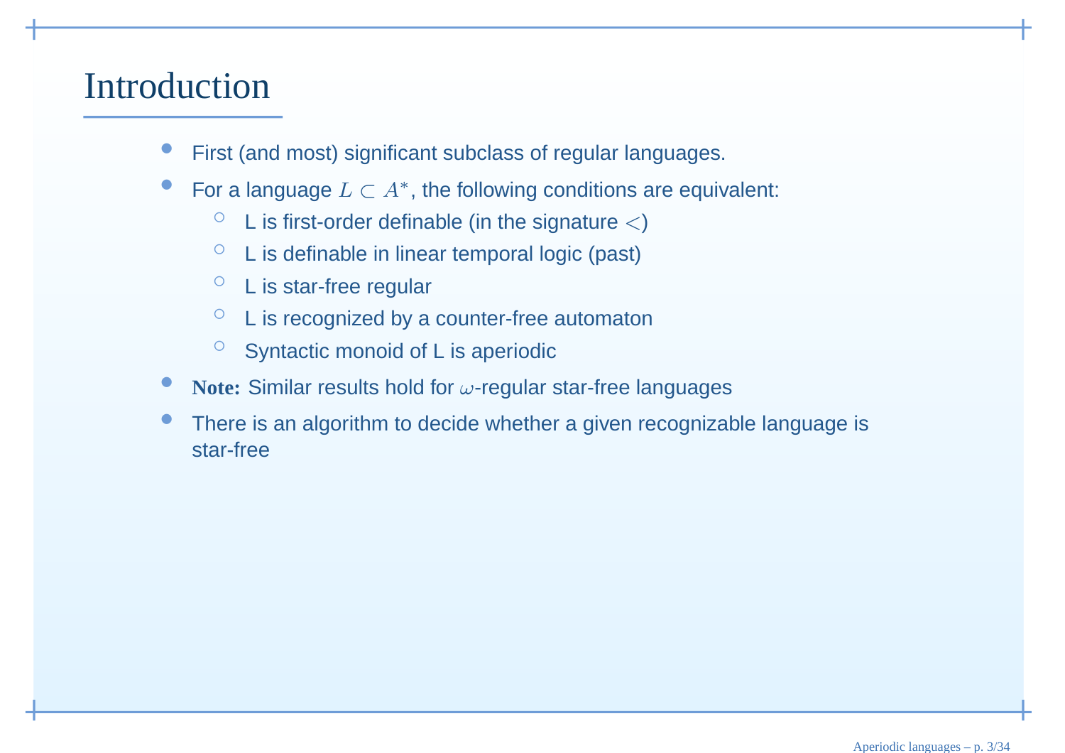# Introduction

- First (and most) significant subclass of regular languages.
- For a language $L \subset A^*$, the following conditions are equivalent:
  - L is first-order definable (in the signature $<$)
  - L is definable in linear temporal logic (past)
  - L is star-free regular
  - L is recognized by a counter-free automaton
  - Syntactic monoid of L is aperiodic
- **Note:** Similar results hold for $\omega$-regular star-free languages
- There is an algorithm to decide whether a given recognizable language is star-free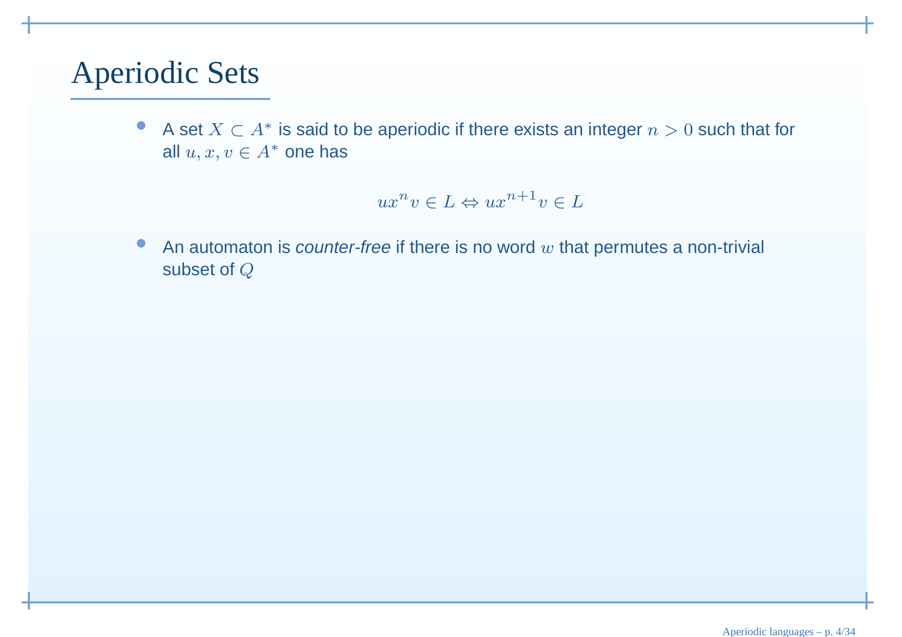# Aperiodic Sets

- A set $X \subset A^*$ is said to be aperiodic if there exists an integer $n > 0$ such that for all $u, x, v \in A^*$ one has

$$ux^n v \in L \Leftrightarrow ux^{n+1} v \in L$$

- An automaton is *counter-free* if there is no word $w$ that permutes a non-trivial subset of $Q$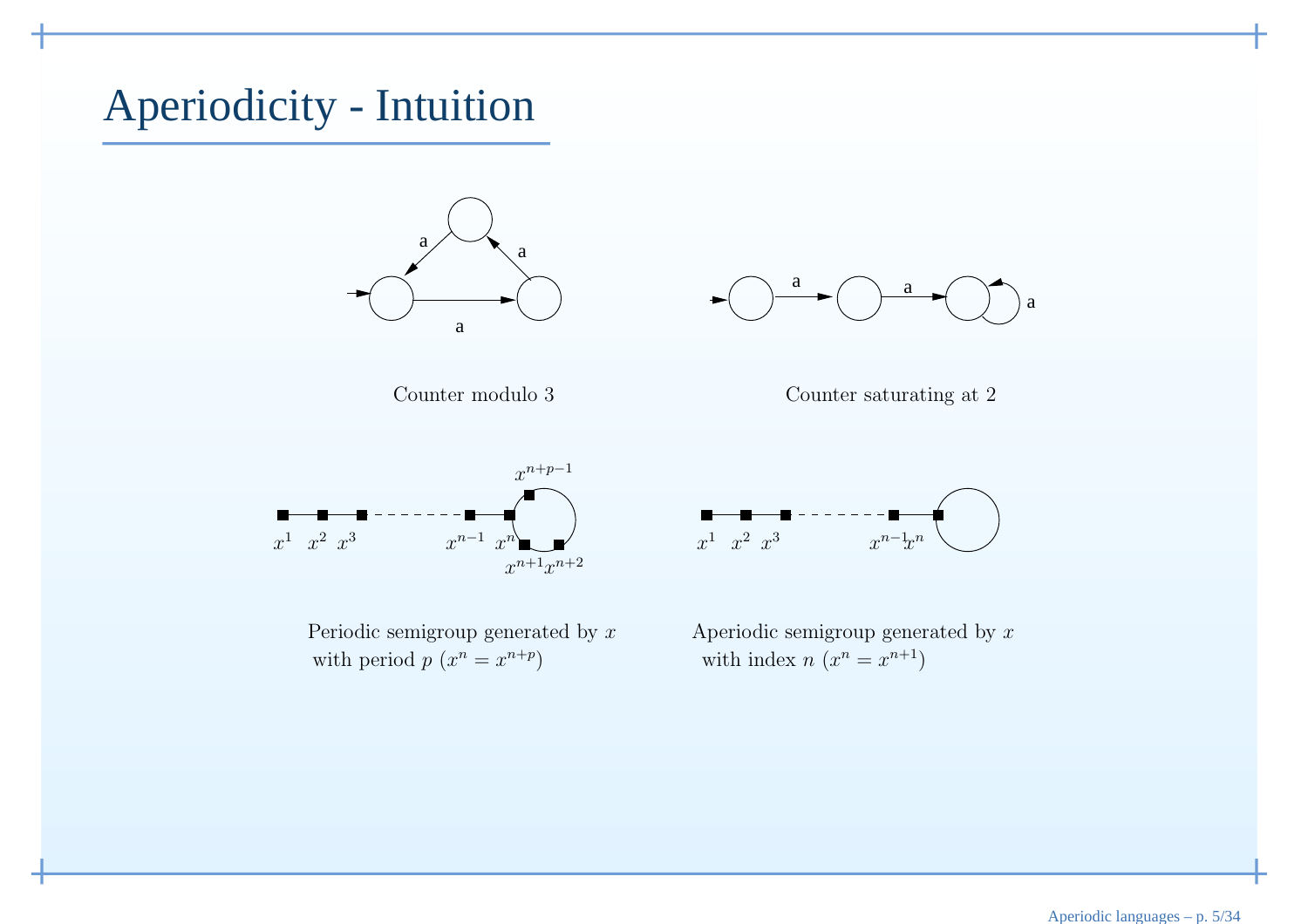# Aperiodicity - Intuition

Counter modulo 3

Counter saturating at 2

Periodic semigroup generated by $x$ with period $p$ ($x^n = x^{n+p}$)

Aperiodic semigroup generated by $x$ with index $n$ ($x^n = x^{n+1}$)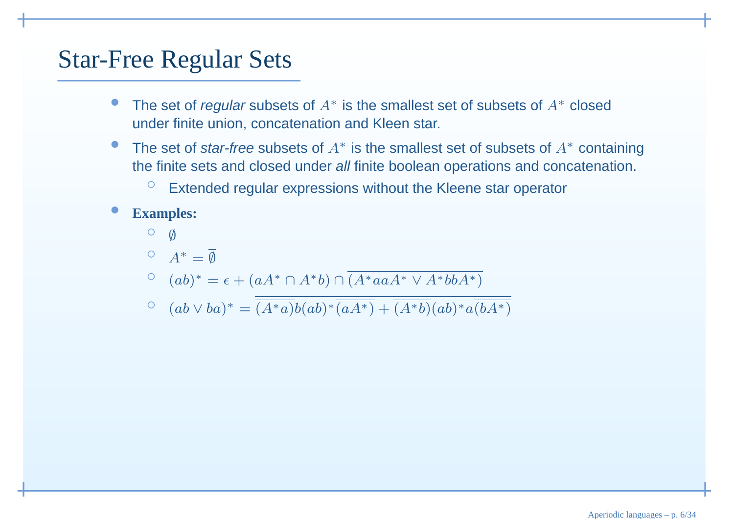# Star-Free Regular Sets

- The set of *regular* subsets of $A^*$ is the smallest set of subsets of $A^*$ closed under finite union, concatenation and Kleen star.
- The set of *star-free* subsets of $A^*$ is the smallest set of subsets of $A^*$ containing the finite sets and closed under *all* finite boolean operations and concatenation.
  - Extended regular expressions without the Kleene star operator
- **Examples:**
  - $\emptyset$
  - $A^* = \overline{\emptyset}$
  - $(ab)^* = \epsilon + (aA^* \cap A^*b) \cap \overline{(A^*aaA^* \vee A^*bbA^*)}$
  - $(ab \vee ba)^* = \overline{\overline{(A^*a)}b(ab)^*\overline{(aA^*)} + \overline{(A^*b)}(ab)^*a\overline{(bA^*)}}$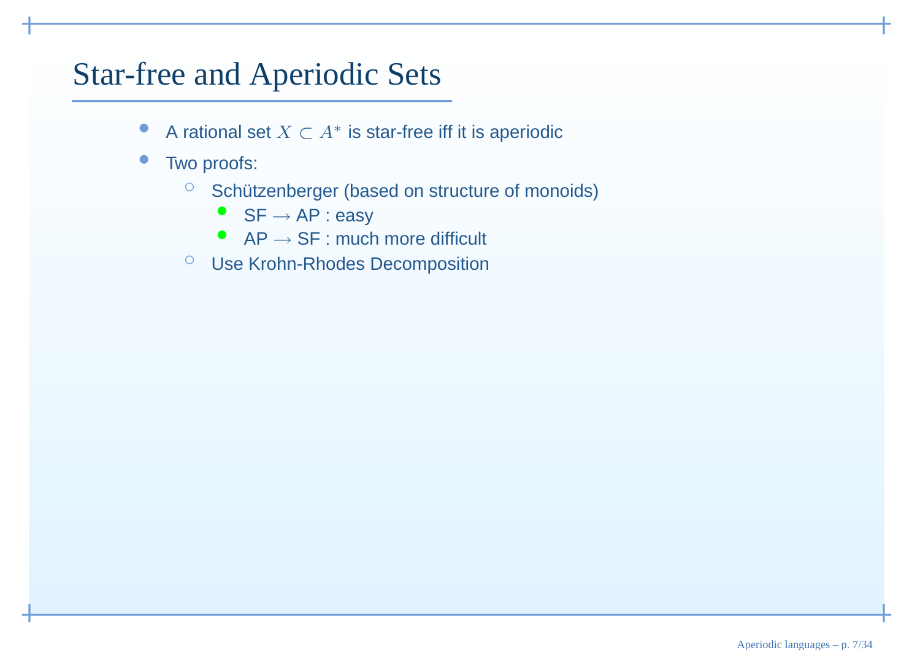# Star-free and Aperiodic Sets

- A rational set $X \subset A^*$ is star-free iff it is aperiodic
- Two proofs:
  - Schützenberger (based on structure of monoids)
    - SF $\rightarrow$ AP : easy
    - AP $\rightarrow$ SF : much more difficult
  - Use Krohn-Rhodes Decomposition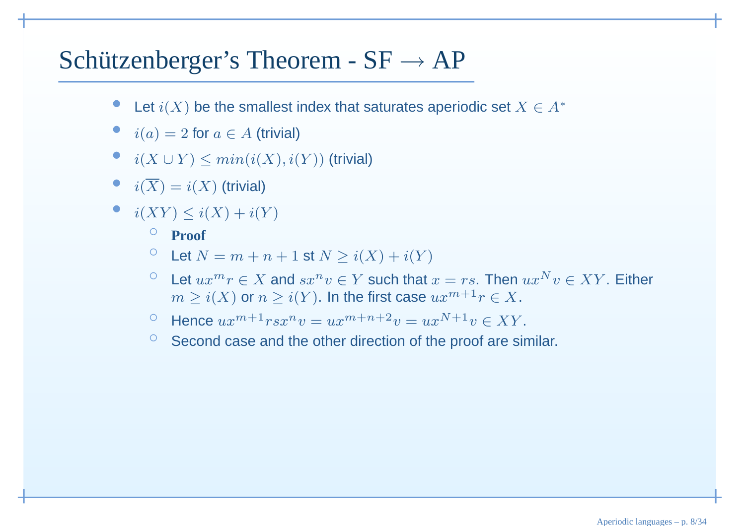# Schützenberger's Theorem - SF $\longrightarrow$ AP

- Let $i(X)$ be the smallest index that saturates aperiodic set $X \in A^*$
- $i(a) = 2$ for $a \in A$ (trivial)
- $i(X \cup Y) \leq min(i(X), i(Y))$ (trivial)
- $i(\overline{X}) = i(X)$ (trivial)
- $i(XY) \leq i(X) + i(Y)$
  - **Proof**
  - Let $N = m + n + 1$ st $N \geq i(X) + i(Y)$
  - Let $ux^m r \in X$ and $sx^n v \in Y$ such that $x = rs$. Then $ux^N v \in XY$. Either $m \geq i(X)$ or $n \geq i(Y)$. In the first case $ux^{m+1} r \in X$.
  - Hence $ux^{m+1} rsx^n v = ux^{m+n+2} v = ux^{N+1} v \in XY$.
  - Second case and the other direction of the proof are similar.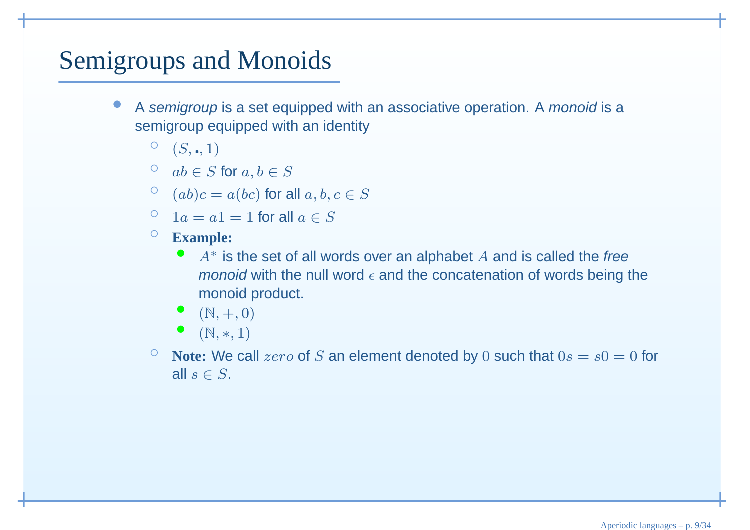# Semigroups and Monoids

- A *semigroup* is a set equipped with an associative operation. A *monoid* is a semigroup equipped with an identity
  - $(S, \cdot, 1)$
  - $ab \in S$ for $a, b \in S$
  - $(ab)c = a(bc)$ for all $a, b, c \in S$
  - $1a = a1 = 1$ for all $a \in S$
  - **Example:**
    - $A^*$ is the set of all words over an alphabet $A$ and is called the *free monoid* with the null word $\epsilon$ and the concatenation of words being the monoid product.
    - $(\mathbb{N}, +, 0)$
    - $(\mathbb{N}, *, 1)$
  - **Note:** We call $zero$ of $S$ an element denoted by $0$ such that $0s = s0 = 0$ for all $s \in S$.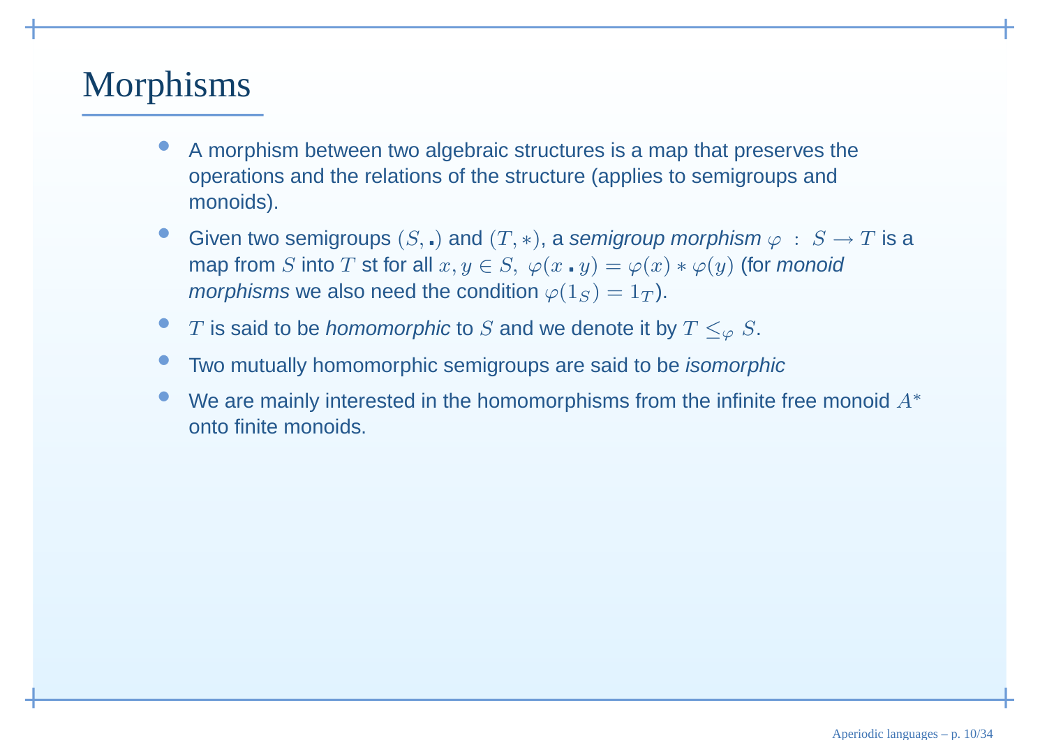# Morphisms

- A morphism between two algebraic structures is a map that preserves the operations and the relations of the structure (applies to semigroups and monoids).
- Given two semigroups $(S, .)$ and $(T, *)$, a *semigroup morphism* $\varphi : S \rightarrow T$ is a map from $S$ into $T$ st for all $x, y \in S,\ \varphi(x \,.\, y) = \varphi(x) * \varphi(y)$ (for *monoid morphisms* we also need the condition $\varphi(1_S) = 1_T$).
- $T$ is said to be *homomorphic* to $S$ and we denote it by $T \leq_\varphi S$.
- Two mutually homomorphic semigroups are said to be *isomorphic*
- We are mainly interested in the homomorphisms from the infinite free monoid $A^*$ onto finite monoids.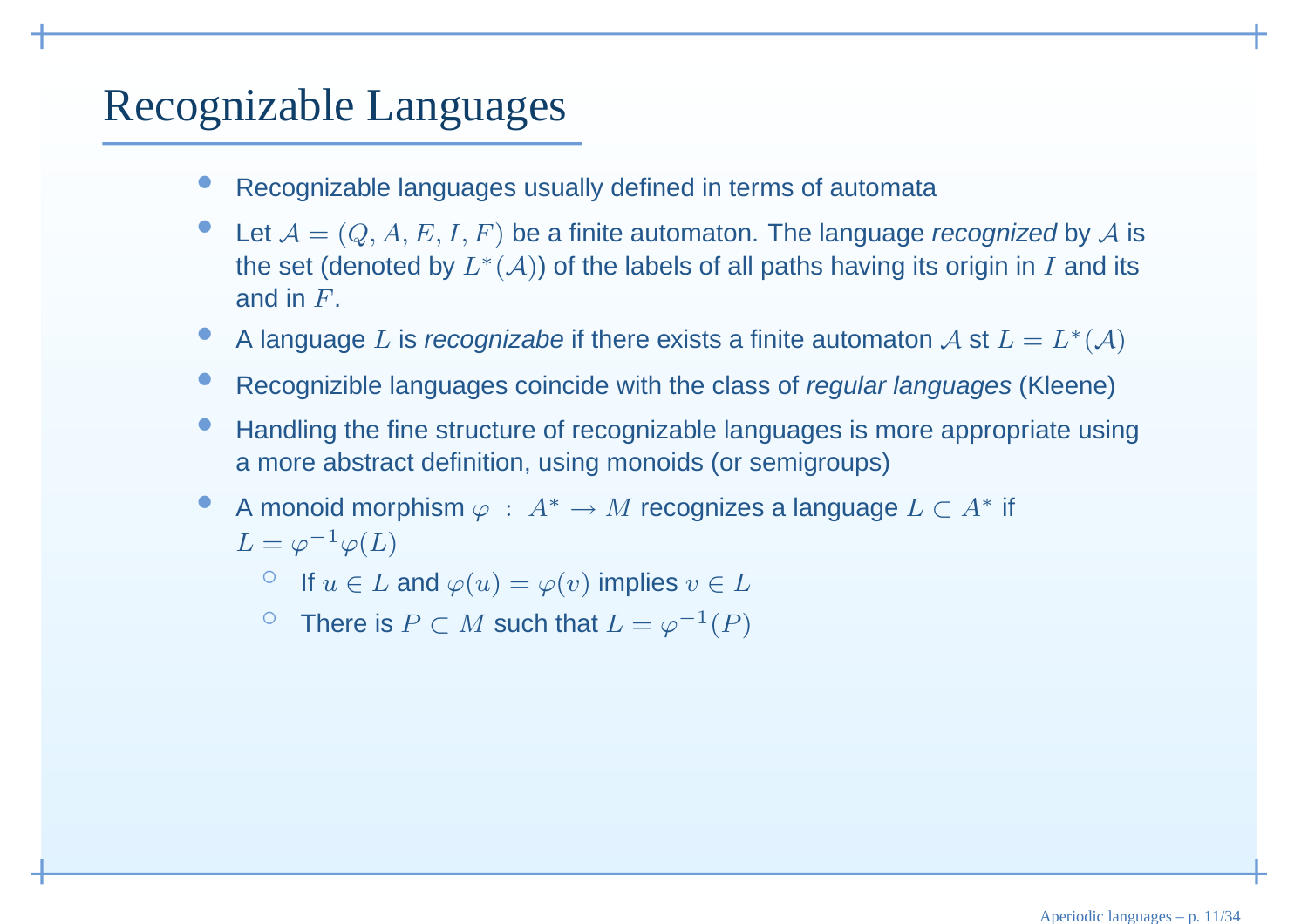# Recognizable Languages

- Recognizable languages usually defined in terms of automata
- Let $\mathcal{A} = (Q, A, E, I, F)$ be a finite automaton. The language *recognized* by $\mathcal{A}$ is the set (denoted by $L^*(\mathcal{A})$) of the labels of all paths having its origin in $I$ and its and in $F$.
- A language $L$ is *recognizabe* if there exists a finite automaton $\mathcal{A}$ st $L = L^*(\mathcal{A})$
- Recognizible languages coincide with the class of *regular languages* (Kleene)
- Handling the fine structure of recognizable languages is more appropriate using a more abstract definition, using monoids (or semigroups)
- A monoid morphism $\varphi : A^* \to M$ recognizes a language $L \subset A^*$ if $L = \varphi^{-1}\varphi(L)$
  - If $u \in L$ and $\varphi(u) = \varphi(v)$ implies $v \in L$
  - There is $P \subset M$ such that $L = \varphi^{-1}(P)$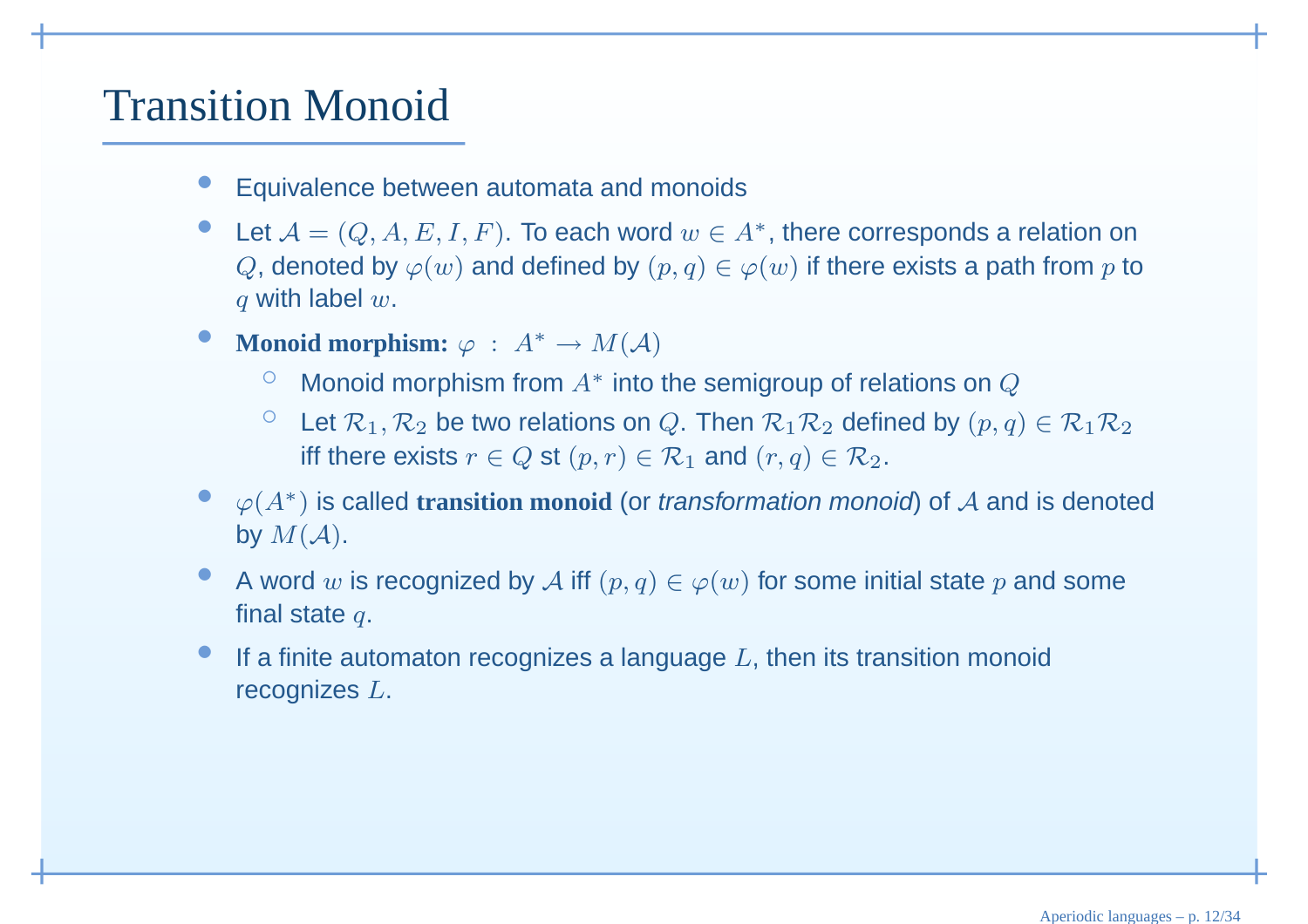# Transition Monoid

- Equivalence between automata and monoids
- Let $\mathcal{A} = (Q, A, E, I, F)$. To each word $w \in A^*$, there corresponds a relation on $Q$, denoted by $\varphi(w)$ and defined by $(p, q) \in \varphi(w)$ if there exists a path from $p$ to $q$ with label $w$.
- **Monoid morphism:** $\varphi : A^* \to M(\mathcal{A})$
  - Monoid morphism from $A^*$ into the semigroup of relations on $Q$
  - Let $\mathcal{R}_1, \mathcal{R}_2$ be two relations on $Q$. Then $\mathcal{R}_1\mathcal{R}_2$ defined by $(p, q) \in \mathcal{R}_1\mathcal{R}_2$ iff there exists $r \in Q$ st $(p, r) \in \mathcal{R}_1$ and $(r, q) \in \mathcal{R}_2$.
- $\varphi(A^*)$ is called **transition monoid** (or *transformation monoid*) of $\mathcal{A}$ and is denoted by $M(\mathcal{A})$.
- A word $w$ is recognized by $\mathcal{A}$ iff $(p, q) \in \varphi(w)$ for some initial state $p$ and some final state $q$.
- If a finite automaton recognizes a language $L$, then its transition monoid recognizes $L$.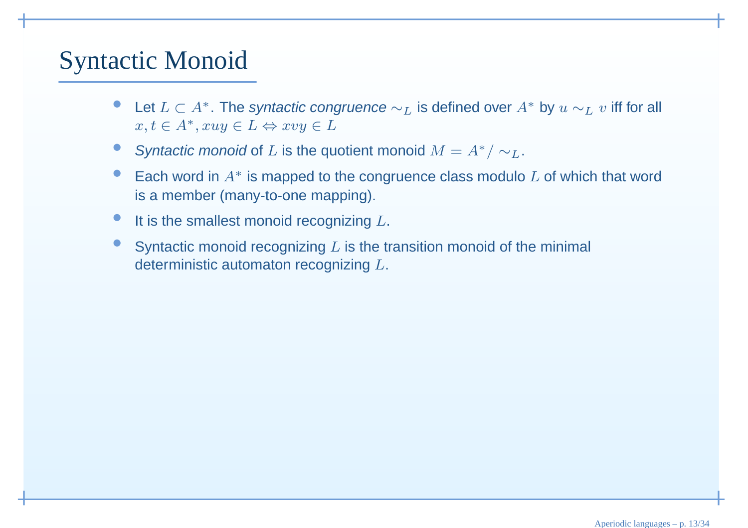# Syntactic Monoid

- Let $L \subset A^*$. The *syntactic congruence* $\sim_L$ is defined over $A^*$ by $u \sim_L v$ iff for all $x, t \in A^*, xuy \in L \Leftrightarrow xvy \in L$
- *Syntactic monoid* of $L$ is the quotient monoid $M = A^* / \sim_L$.
- Each word in $A^*$ is mapped to the congruence class modulo $L$ of which that word is a member (many-to-one mapping).
- It is the smallest monoid recognizing $L$.
- Syntactic monoid recognizing $L$ is the transition monoid of the minimal deterministic automaton recognizing $L$.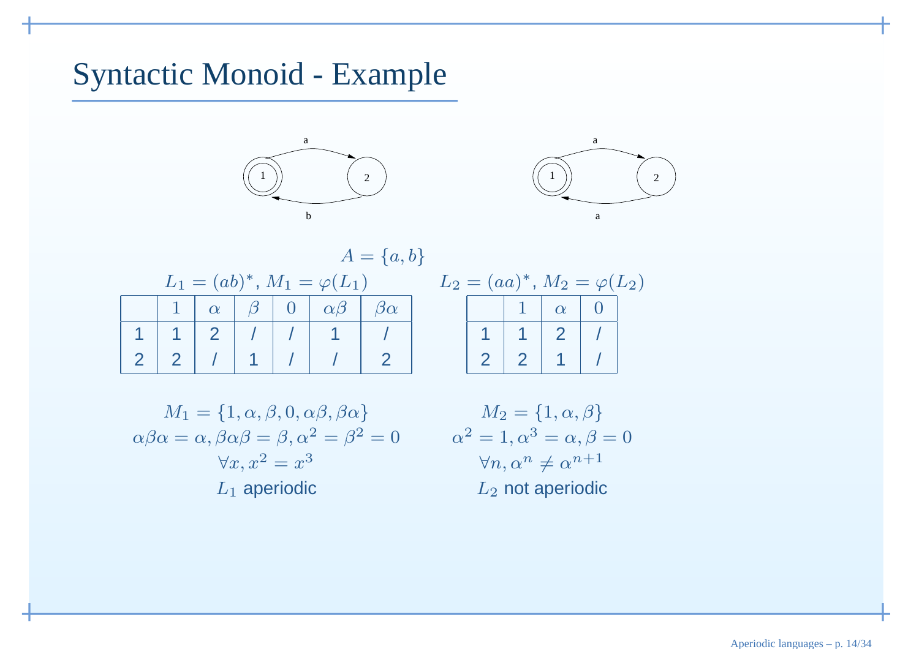# Syntactic Monoid - Example

$A = \{a, b\}$

$L_1 = (ab)^*$, $M_1 = \varphi(L_1)$

| | $1$ | $\alpha$ | $\beta$ | $0$ | $\alpha\beta$ | $\beta\alpha$ |
|---|---|---|---|---|---|---|
| 1 | 1 | 2 | / | / | 1 | / |
| 2 | 2 | / | 1 | / | / | 2 |

$M_1 = \{1, \alpha, \beta, 0, \alpha\beta, \beta\alpha\}$

$\alpha\beta\alpha = \alpha, \beta\alpha\beta = \beta, \alpha^2 = \beta^2 = 0$

$\forall x, x^2 = x^3$

$L_1$ aperiodic

$L_2 = (aa)^*$, $M_2 = \varphi(L_2)$

| | $1$ | $\alpha$ | $0$ |
|---|---|---|---|
| 1 | 1 | 2 | / |
| 2 | 2 | 1 | / |

$M_2 = \{1, \alpha, \beta\}$

$\alpha^2 = 1, \alpha^3 = \alpha, \beta = 0$

$\forall n, \alpha^n \neq \alpha^{n+1}$

$L_2$ not aperiodic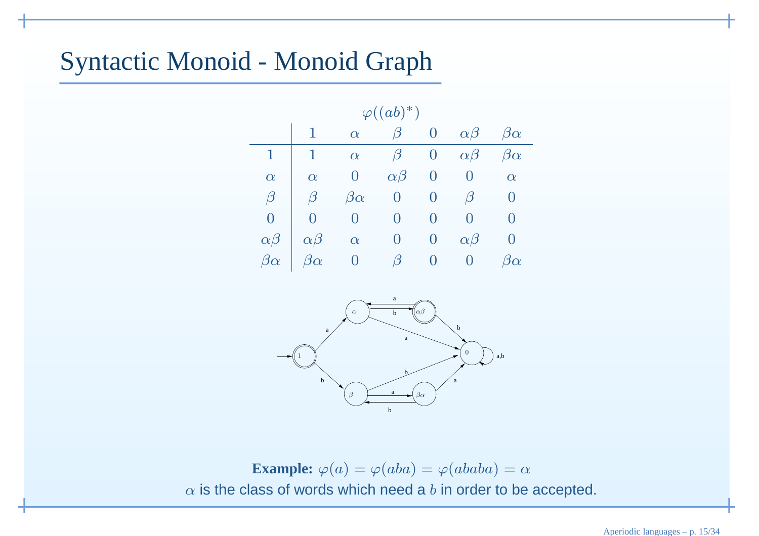# Syntactic Monoid - Monoid Graph

$\varphi((ab)^*)$

| | $1$ | $\alpha$ | $\beta$ | $0$ | $\alpha\beta$ | $\beta\alpha$ |
|---|---|---|---|---|---|---|
| $1$ | $1$ | $\alpha$ | $\beta$ | $0$ | $\alpha\beta$ | $\beta\alpha$ |
| $\alpha$ | $\alpha$ | $0$ | $\alpha\beta$ | $0$ | $0$ | $\alpha$ |
| $\beta$ | $\beta$ | $\beta\alpha$ | $0$ | $0$ | $\beta$ | $0$ |
| $0$ | $0$ | $0$ | $0$ | $0$ | $0$ | $0$ |
| $\alpha\beta$ | $\alpha\beta$ | $\alpha$ | $0$ | $0$ | $\alpha\beta$ | $0$ |
| $\beta\alpha$ | $\beta\alpha$ | $0$ | $\beta$ | $0$ | $0$ | $\beta\alpha$ |

**Example:** $\varphi(a) = \varphi(aba) = \varphi(ababa) = \alpha$

$\alpha$ is the class of words which need a $b$ in order to be accepted.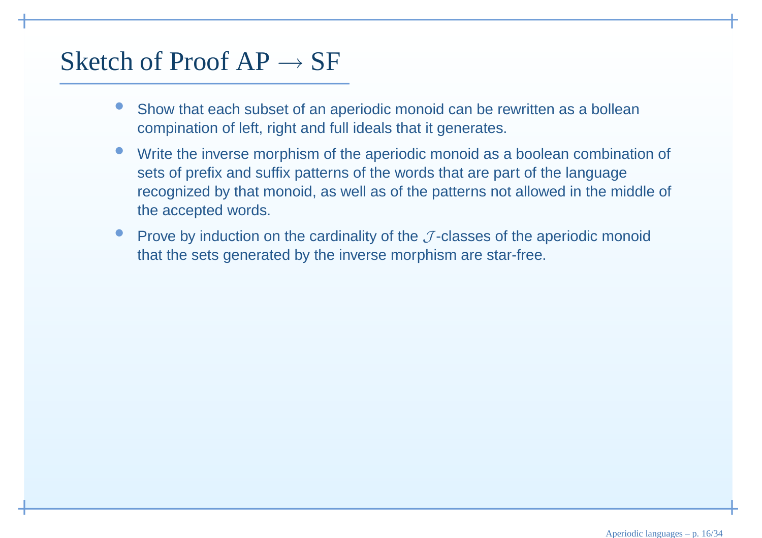# Sketch of Proof AP $\rightarrow$ SF

- Show that each subset of an aperiodic monoid can be rewritten as a bollean compination of left, right and full ideals that it generates.
- Write the inverse morphism of the aperiodic monoid as a boolean combination of sets of prefix and suffix patterns of the words that are part of the language recognized by that monoid, as well as of the patterns not allowed in the middle of the accepted words.
- Prove by induction on the cardinality of the $\mathcal{J}$-classes of the aperiodic monoid that the sets generated by the inverse morphism are star-free.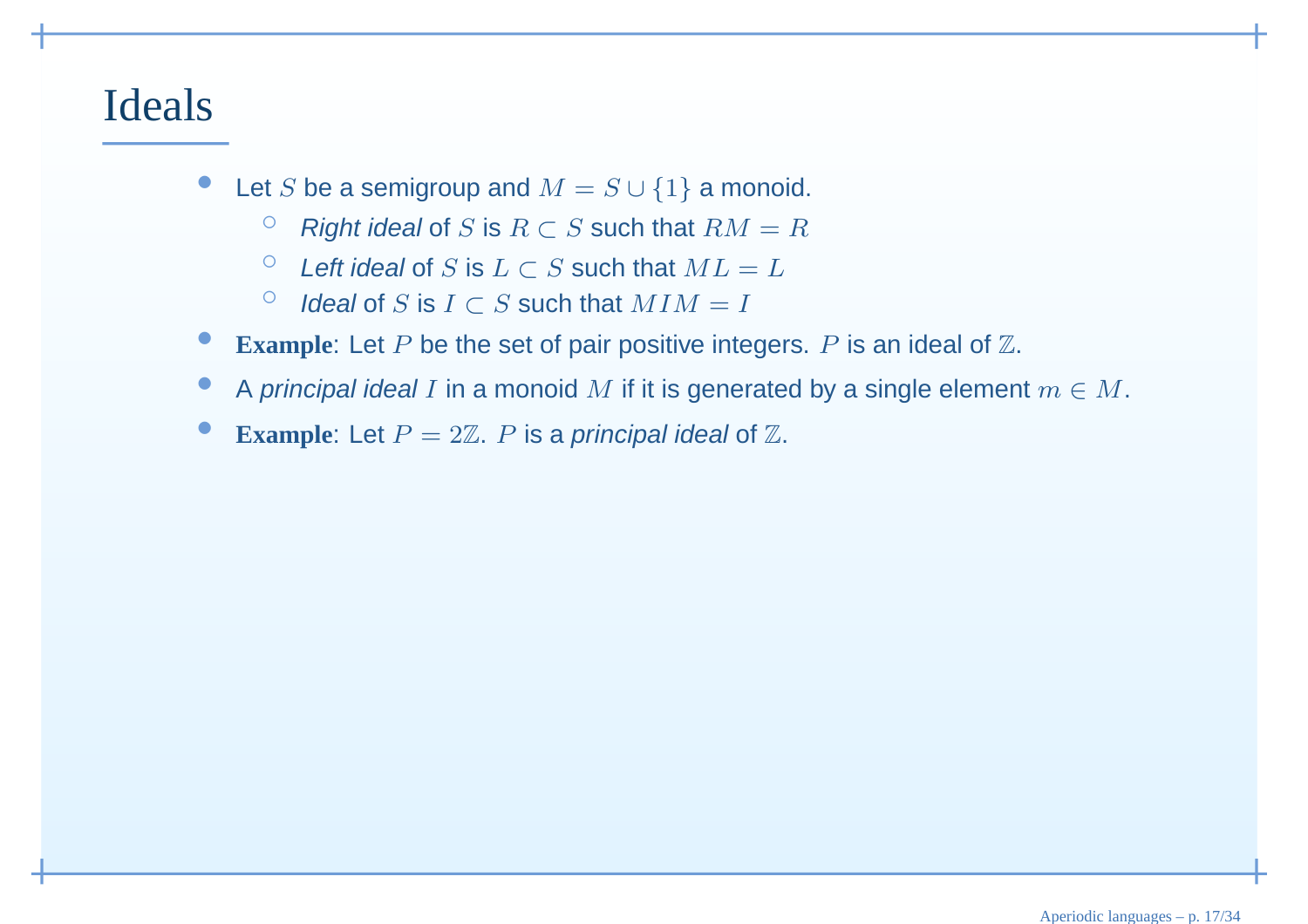# Ideals

- Let $S$ be a semigroup and $M = S \cup \{1\}$ a monoid.
  - *Right ideal* of $S$ is $R \subset S$ such that $RM = R$
  - *Left ideal* of $S$ is $L \subset S$ such that $ML = L$
  - *Ideal* of $S$ is $I \subset S$ such that $MIM = I$
- **Example**: Let $P$ be the set of pair positive integers. $P$ is an ideal of $\mathbb{Z}$.
- A *principal ideal* $I$ in a monoid $M$ if it is generated by a single element $m \in M$.
- **Example**: Let $P = 2\mathbb{Z}$. $P$ is a *principal ideal* of $\mathbb{Z}$.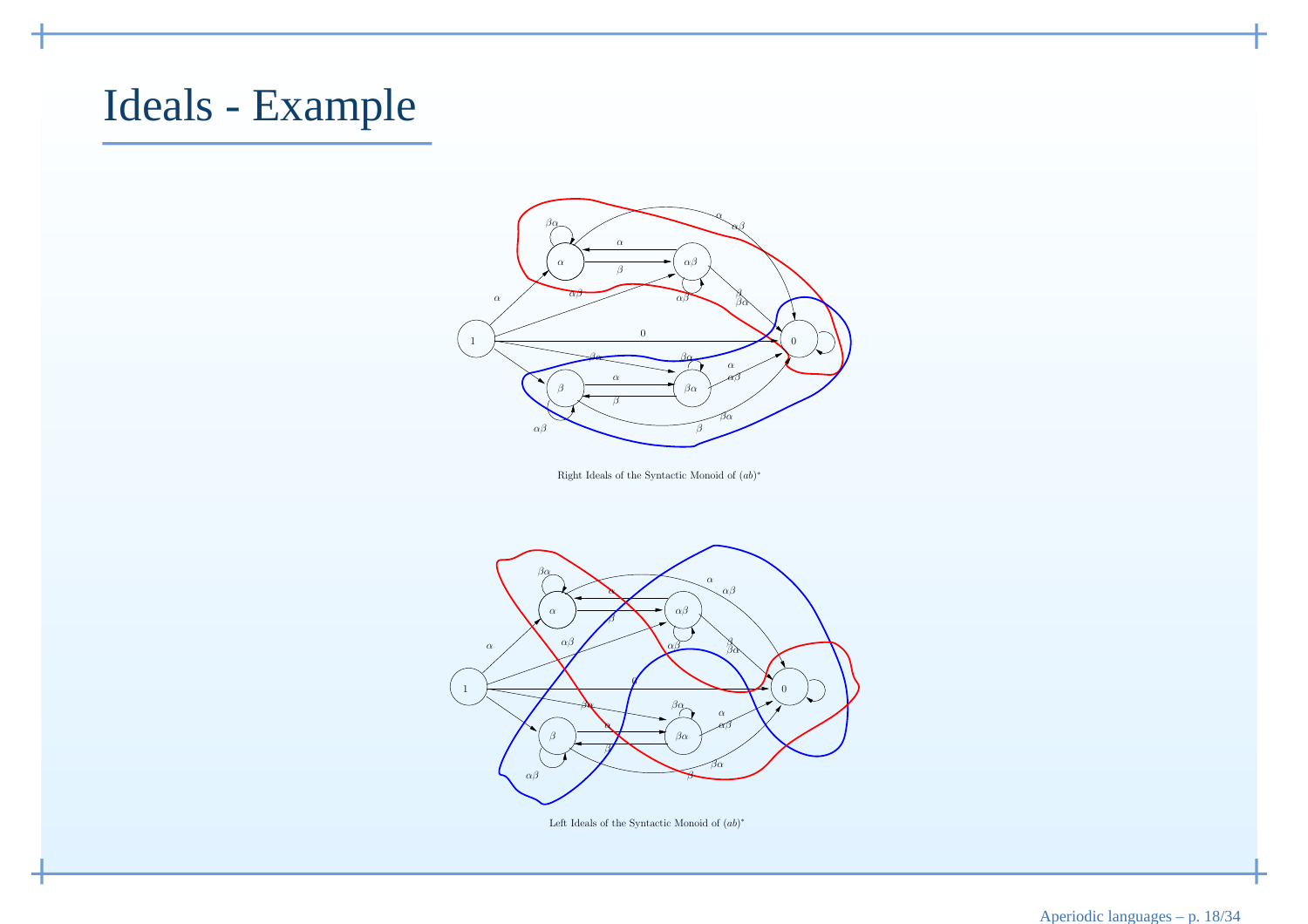# Ideals - Example

Right Ideals of the Syntactic Monoid of $(ab)^*$

Left Ideals of the Syntactic Monoid of $(ab)^*$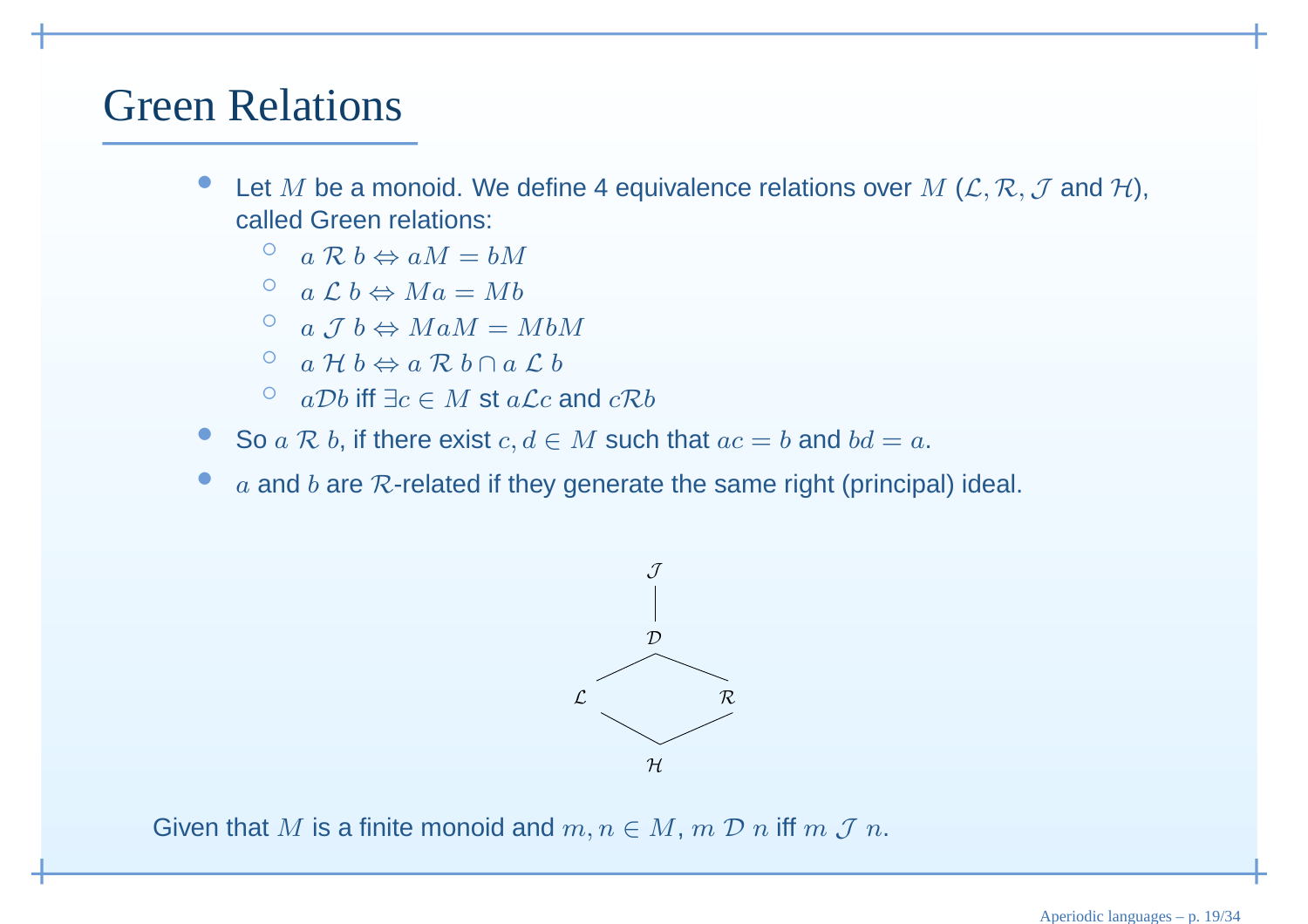# Green Relations

- Let $M$ be a monoid. We define 4 equivalence relations over $M$ ($\mathcal{L}, \mathcal{R}, \mathcal{J}$ and $\mathcal{H}$), called Green relations:
  - $a \;\mathcal{R}\; b \Leftrightarrow aM = bM$
  - $a \;\mathcal{L}\; b \Leftrightarrow Ma = Mb$
  - $a \;\mathcal{J}\; b \Leftrightarrow MaM = MbM$
  - $a \;\mathcal{H}\; b \Leftrightarrow a \;\mathcal{R}\; b \cap a \;\mathcal{L}\; b$
  - $a\mathcal{D}b$ iff $\exists c \in M$ st $a\mathcal{L}c$ and $c\mathcal{R}b$
- So $a \;\mathcal{R}\; b$, if there exist $c, d \in M$ such that $ac = b$ and $bd = a$.
- $a$ and $b$ are $\mathcal{R}$-related if they generate the same right (principal) ideal.

```
        J
        |
        D
       / \
      L   R
       \ /
        H
```

Given that $M$ is a finite monoid and $m, n \in M$, $m \;\mathcal{D}\; n$ iff $m \;\mathcal{J}\; n$.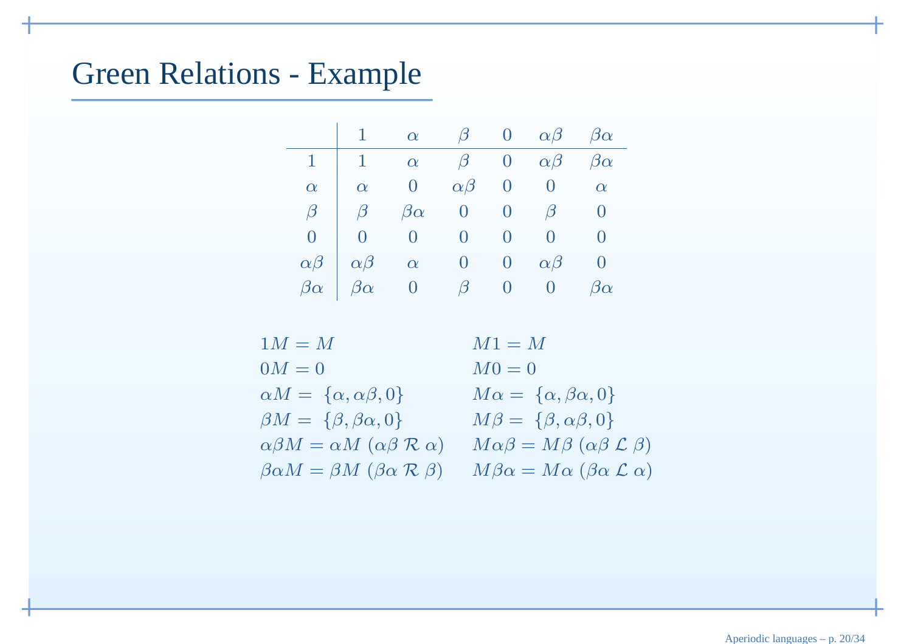# Green Relations - Example

|  | $1$ | $\alpha$ | $\beta$ | $0$ | $\alpha\beta$ | $\beta\alpha$ |
|---|---|---|---|---|---|---|
| $1$ | $1$ | $\alpha$ | $\beta$ | $0$ | $\alpha\beta$ | $\beta\alpha$ |
| $\alpha$ | $\alpha$ | $0$ | $\alpha\beta$ | $0$ | $0$ | $\alpha$ |
| $\beta$ | $\beta$ | $\beta\alpha$ | $0$ | $0$ | $\beta$ | $0$ |
| $0$ | $0$ | $0$ | $0$ | $0$ | $0$ | $0$ |
| $\alpha\beta$ | $\alpha\beta$ | $\alpha$ | $0$ | $0$ | $\alpha\beta$ | $0$ |
| $\beta\alpha$ | $\beta\alpha$ | $0$ | $\beta$ | $0$ | $0$ | $\beta\alpha$ |

$1M = M$ $\qquad$ $M1 = M$

$0M = 0$ $\qquad$ $M0 = 0$

$\alpha M = \{\alpha, \alpha\beta, 0\}$ $\qquad$ $M\alpha = \{\alpha, \beta\alpha, 0\}$

$\beta M = \{\beta, \beta\alpha, 0\}$ $\qquad$ $M\beta = \{\beta, \alpha\beta, 0\}$

$\alpha\beta M = \alpha M \ (\alpha\beta \ \mathcal{R} \ \alpha)$ $\qquad$ $M\alpha\beta = M\beta \ (\alpha\beta \ \mathcal{L} \ \beta)$

$\beta\alpha M = \beta M \ (\beta\alpha \ \mathcal{R} \ \beta)$ $\qquad$ $M\beta\alpha = M\alpha \ (\beta\alpha \ \mathcal{L} \ \alpha)$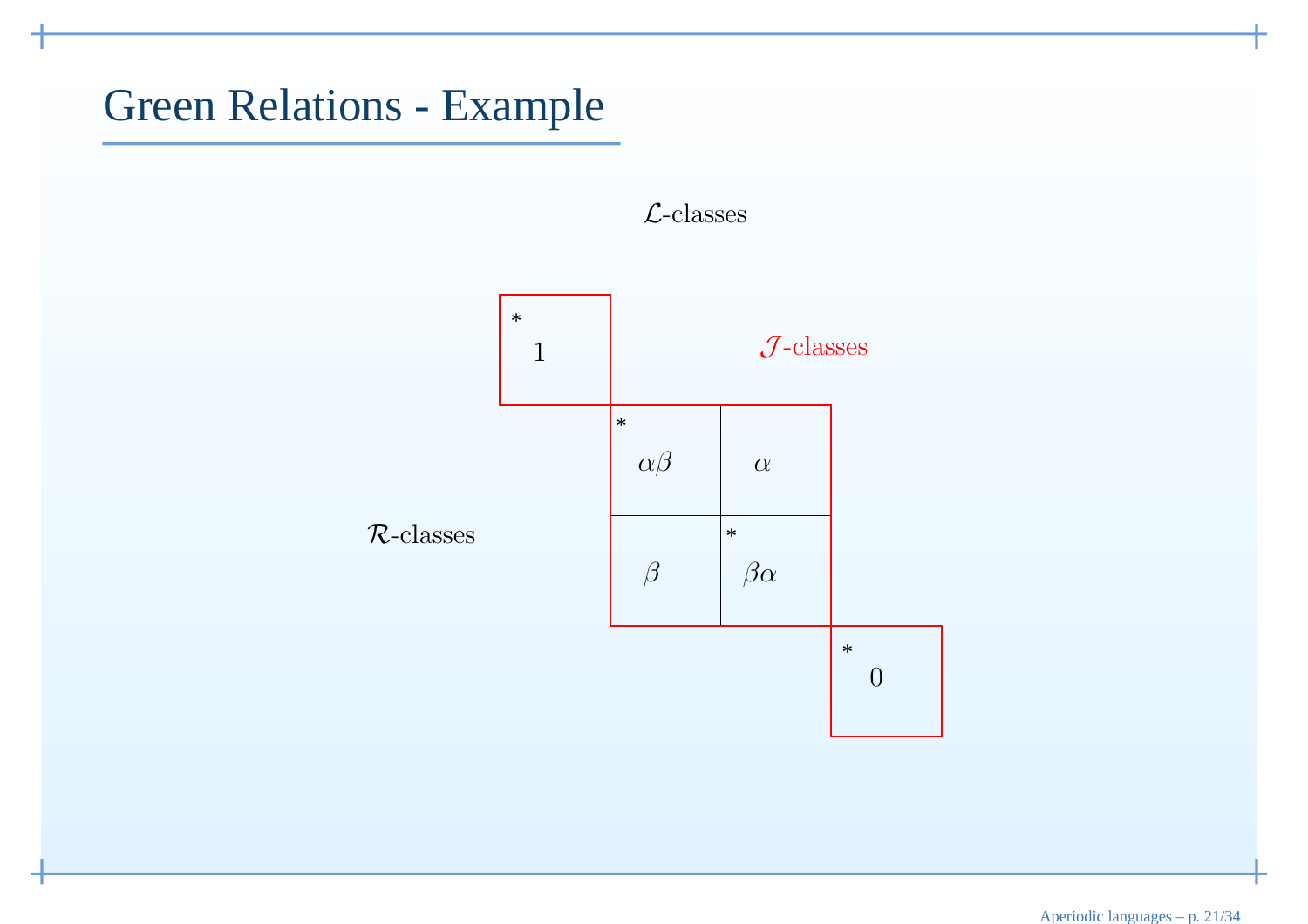# Green Relations - Example

$\mathcal{L}$-classes

$\mathcal{J}$-classes

$\mathcal{R}$-classes

| * $1$ | | | |
|---|---|---|---|
| | * $\alpha\beta$ | $\alpha$ | |
| | $\beta$ | * $\beta\alpha$ | |
| | | | * $0$ |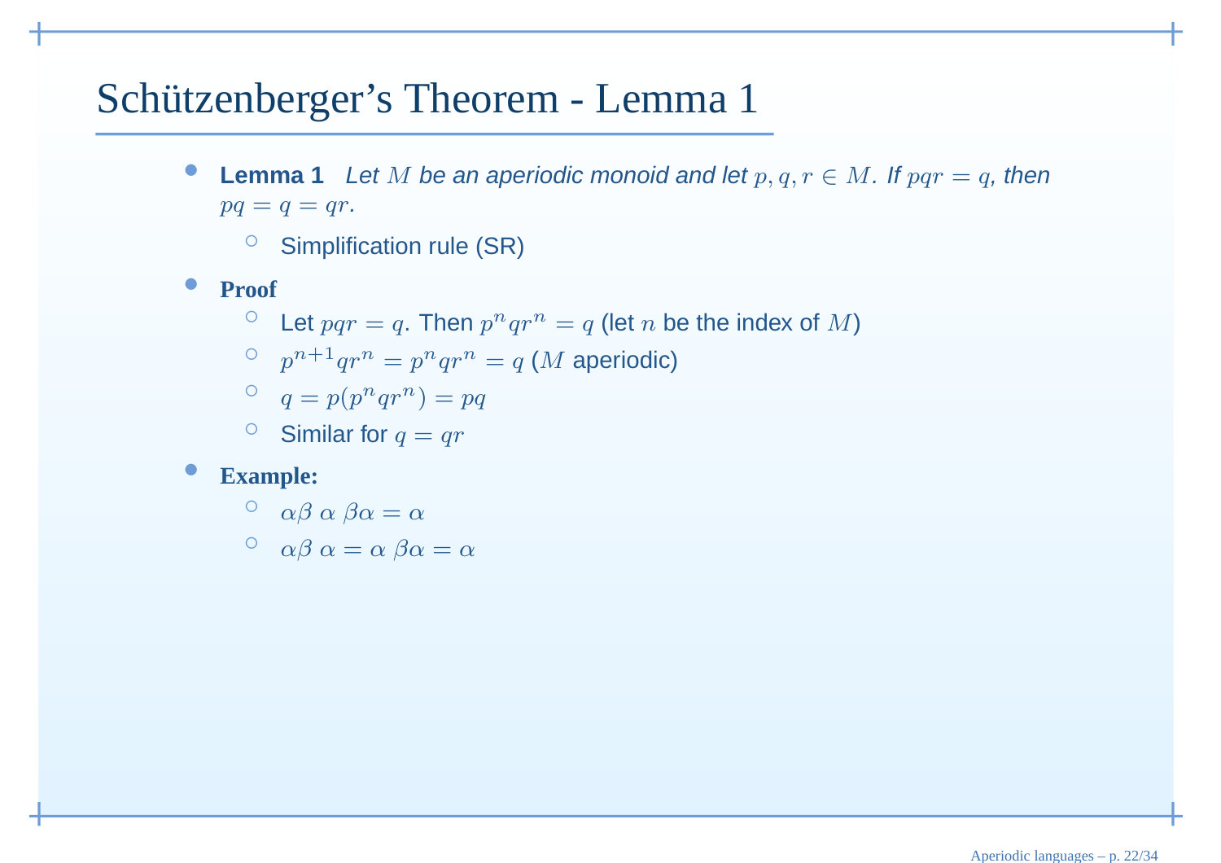# Schützenberger's Theorem - Lemma 1

- **Lemma 1** *Let $M$ be an aperiodic monoid and let $p, q, r \in M$. If $pqr = q$, then $pq = q = qr$.*
  - Simplification rule (SR)
- **Proof**
  - Let $pqr = q$. Then $p^n q r^n = q$ (let $n$ be the index of $M$)
  - $p^{n+1} q r^n = p^n q r^n = q$ ($M$ aperiodic)
  - $q = p(p^n q r^n) = pq$
  - Similar for $q = qr$
- **Example:**
  - $\alpha\beta \; \alpha \; \beta\alpha = \alpha$
  - $\alpha\beta \; \alpha = \alpha \; \beta\alpha = \alpha$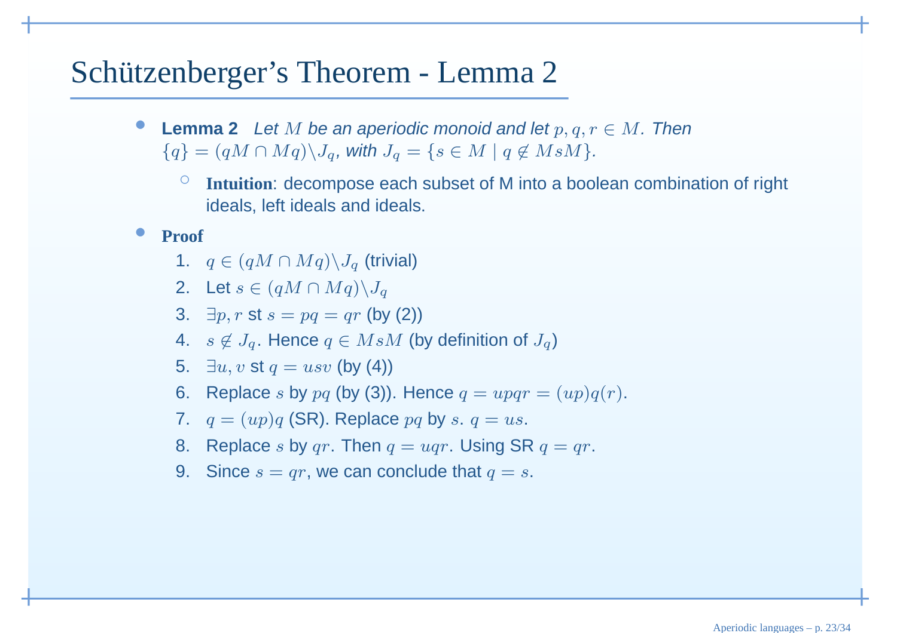# Schützenberger's Theorem - Lemma 2

- **Lemma 2** *Let $M$ be an aperiodic monoid and let $p, q, r \in M$. Then $\{q\} = (qM \cap Mq) \backslash J_q$, with $J_q = \{s \in M \mid q \notin MsM\}$.*
  - **Intuition**: decompose each subset of M into a boolean combination of right ideals, left ideals and ideals.
- **Proof**
  1. $q \in (qM \cap Mq) \backslash J_q$ (trivial)
  2. Let $s \in (qM \cap Mq) \backslash J_q$
  3. $\exists p, r$ st $s = pq = qr$ (by (2))
  4. $s \notin J_q$. Hence $q \in MsM$ (by definition of $J_q$)
  5. $\exists u, v$ st $q = usv$ (by (4))
  6. Replace $s$ by $pq$ (by (3)). Hence $q = upqr = (up)q(r)$.
  7. $q = (up)q$ (SR). Replace $pq$ by $s$. $q = us$.
  8. Replace $s$ by $qr$. Then $q = uqr$. Using SR $q = qr$.
  9. Since $s = qr$, we can conclude that $q = s$.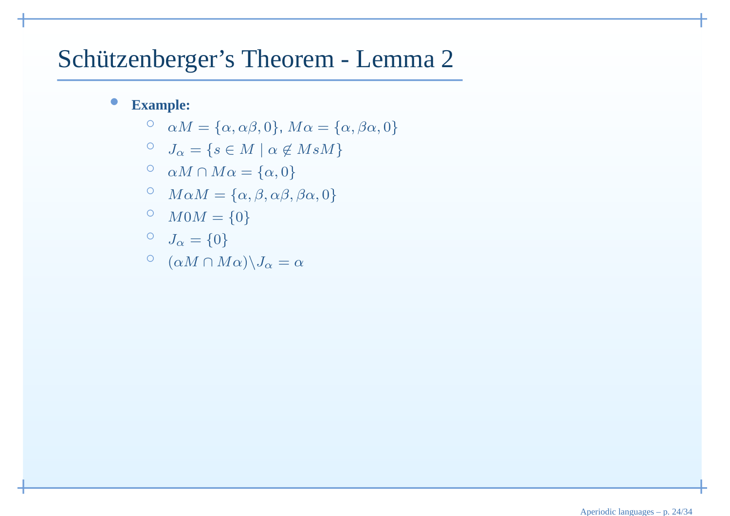# Schützenberger’s Theorem - Lemma 2

- **Example:**
  - $\alpha M = \{\alpha, \alpha\beta, 0\}$, $M\alpha = \{\alpha, \beta\alpha, 0\}$
  - $J_\alpha = \{s \in M \mid \alpha \notin MsM\}$
  - $\alpha M \cap M\alpha = \{\alpha, 0\}$
  - $M\alpha M = \{\alpha, \beta, \alpha\beta, \beta\alpha, 0\}$
  - $M0M = \{0\}$
  - $J_\alpha = \{0\}$
  - $(\alpha M \cap M\alpha) \backslash J_\alpha = \alpha$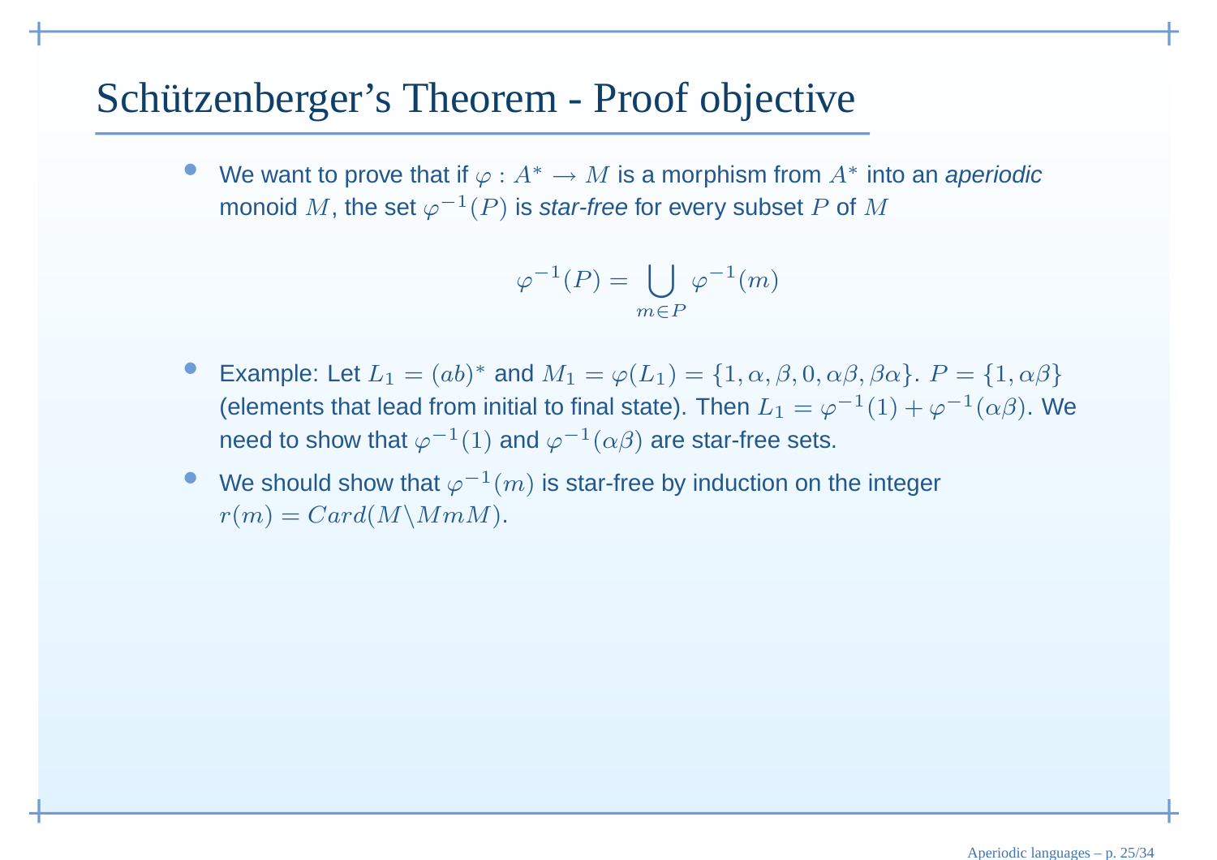# Schützenberger's Theorem - Proof objective

- We want to prove that if $\varphi : A^* \rightarrow M$ is a morphism from $A^*$ into an *aperiodic* monoid $M$, the set $\varphi^{-1}(P)$ is *star-free* for every subset $P$ of $M$

$$\varphi^{-1}(P) = \bigcup_{m \in P} \varphi^{-1}(m)$$

- Example: Let $L_1 = (ab)^*$ and $M_1 = \varphi(L_1) = \{1, \alpha, \beta, 0, \alpha\beta, \beta\alpha\}$. $P = \{1, \alpha\beta\}$ (elements that lead from initial to final state). Then $L_1 = \varphi^{-1}(1) + \varphi^{-1}(\alpha\beta)$. We need to show that $\varphi^{-1}(1)$ and $\varphi^{-1}(\alpha\beta)$ are star-free sets.
- We should show that $\varphi^{-1}(m)$ is star-free by induction on the integer $r(m) = Card(M \backslash MmM)$.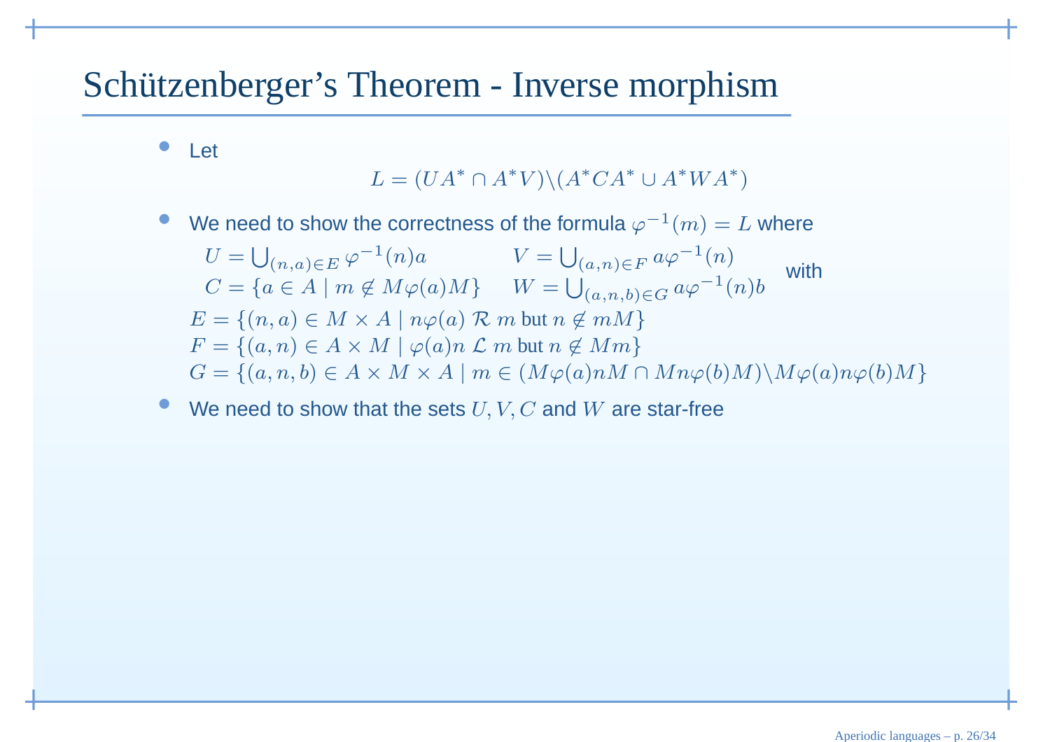# Schützenberger's Theorem - Inverse morphism

- Let

$$L = (UA^* \cap A^*V) \backslash (A^*CA^* \cup A^*WA^*)$$

- We need to show the correctness of the formula $\varphi^{-1}(m) = L$ where

  $U = \bigcup_{(n,a) \in E} \varphi^{-1}(n)a \qquad V = \bigcup_{(a,n) \in F} a\varphi^{-1}(n)$

  $C = \{a \in A \mid m \notin M\varphi(a)M\} \qquad W = \bigcup_{(a,n,b) \in G} a\varphi^{-1}(n)b$

  with

  $E = \{(n,a) \in M \times A \mid n\varphi(a) \ \mathcal{R} \ m$ but $n \notin mM\}$

  $F = \{(a,n) \in A \times M \mid \varphi(a)n \ \mathcal{L} \ m$ but $n \notin Mm\}$

  $G = \{(a,n,b) \in A \times M \times A \mid m \in (M\varphi(a)nM \cap Mn\varphi(b)M) \backslash M\varphi(a)n\varphi(b)M\}$

- We need to show that the sets $U, V, C$ and $W$ are star-free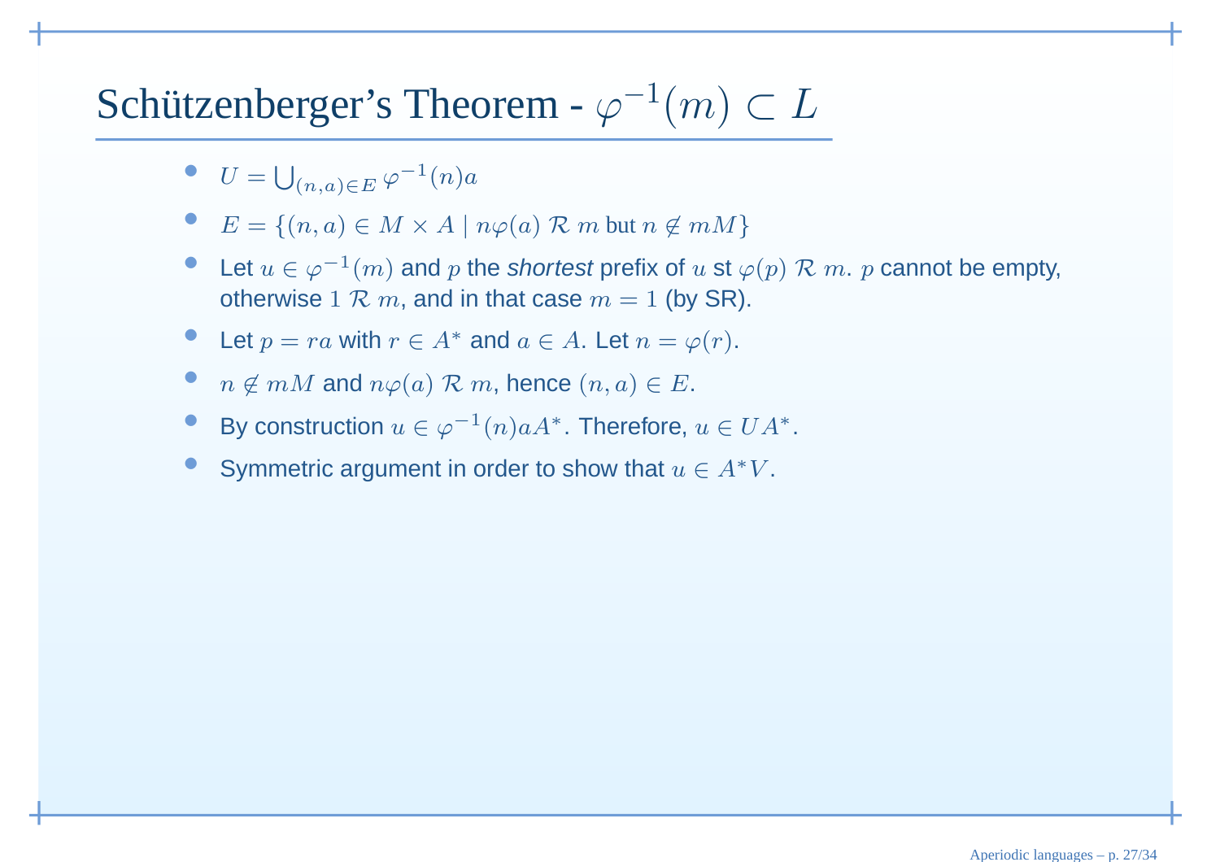# Schützenberger's Theorem - $\varphi^{-1}(m) \subset L$

- $U = \bigcup_{(n,a) \in E} \varphi^{-1}(n)a$
- $E = \{(n, a) \in M \times A \mid n\varphi(a) \mathrel{\mathcal{R}} m \text{ but } n \notin mM\}$
- Let $u \in \varphi^{-1}(m)$ and $p$ the *shortest* prefix of $u$ st $\varphi(p) \mathrel{\mathcal{R}} m$. $p$ cannot be empty, otherwise $1 \mathrel{\mathcal{R}} m$, and in that case $m = 1$ (by SR).
- Let $p = ra$ with $r \in A^*$ and $a \in A$. Let $n = \varphi(r)$.
- $n \notin mM$ and $n\varphi(a) \mathrel{\mathcal{R}} m$, hence $(n, a) \in E$.
- By construction $u \in \varphi^{-1}(n)aA^*$. Therefore, $u \in UA^*$.
- Symmetric argument in order to show that $u \in A^*V$.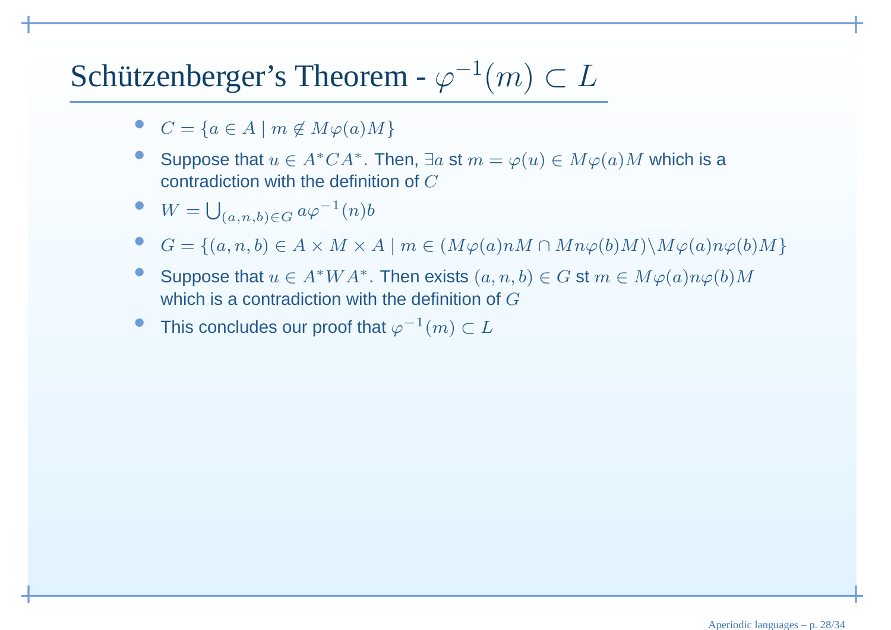# Schützenberger's Theorem - $\varphi^{-1}(m) \subset L$

- $C = \{a \in A \mid m \notin M\varphi(a)M\}$
- Suppose that $u \in A^*CA^*$. Then, $\exists a$ st $m = \varphi(u) \in M\varphi(a)M$ which is a contradiction with the definition of $C$
- $W = \bigcup_{(a,n,b)\in G} a\varphi^{-1}(n)b$
- $G = \{(a,n,b) \in A \times M \times A \mid m \in (M\varphi(a)nM \cap Mn\varphi(b)M) \setminus M\varphi(a)n\varphi(b)M\}$
- Suppose that $u \in A^*WA^*$. Then exists $(a,n,b) \in G$ st $m \in M\varphi(a)n\varphi(b)M$ which is a contradiction with the definition of $G$
- This concludes our proof that $\varphi^{-1}(m) \subset L$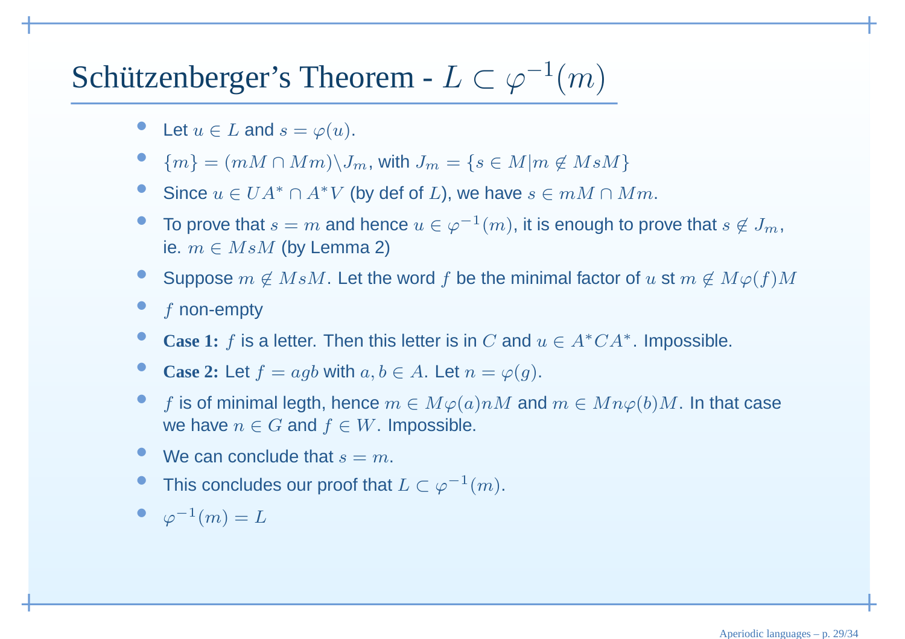# Schützenberger's Theorem - $L \subset \varphi^{-1}(m)$

- Let $u \in L$ and $s = \varphi(u)$.
- $\{m\} = (mM \cap Mm) \backslash J_m$, with $J_m = \{s \in M | m \notin MsM\}$
- Since $u \in UA^* \cap A^*V$ (by def of $L$), we have $s \in mM \cap Mm$.
- To prove that $s = m$ and hence $u \in \varphi^{-1}(m)$, it is enough to prove that $s \notin J_m$, ie. $m \in MsM$ (by Lemma 2)
- Suppose $m \notin MsM$. Let the word $f$ be the minimal factor of $u$ st $m \notin M\varphi(f)M$
- $f$ non-empty
- **Case 1:** $f$ is a letter. Then this letter is in $C$ and $u \in A^*CA^*$. Impossible.
- **Case 2:** Let $f = agb$ with $a, b \in A$. Let $n = \varphi(g)$.
- $f$ is of minimal legth, hence $m \in M\varphi(a)nM$ and $m \in Mn\varphi(b)M$. In that case we have $n \in G$ and $f \in W$. Impossible.
- We can conclude that $s = m$.
- This concludes our proof that $L \subset \varphi^{-1}(m)$.
- $\varphi^{-1}(m) = L$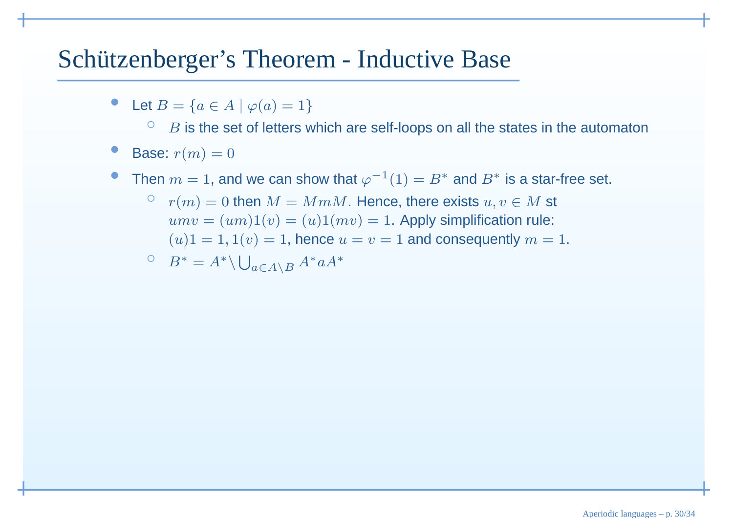# Schützenberger's Theorem - Inductive Base

- Let $B = \{a \in A \mid \varphi(a) = 1\}$
  - $B$ is the set of letters which are self-loops on all the states in the automaton
- Base: $r(m) = 0$
- Then $m = 1$, and we can show that $\varphi^{-1}(1) = B^*$ and $B^*$ is a star-free set.
  - $r(m) = 0$ then $M = MmM$. Hence, there exists $u, v \in M$ st $umv = (um)1(v) = (u)1(mv) = 1$. Apply simplification rule: $(u)1 = 1, 1(v) = 1$, hence $u = v = 1$ and consequently $m = 1$.
  - $B^* = A^* \setminus \bigcup_{a \in A \setminus B} A^*aA^*$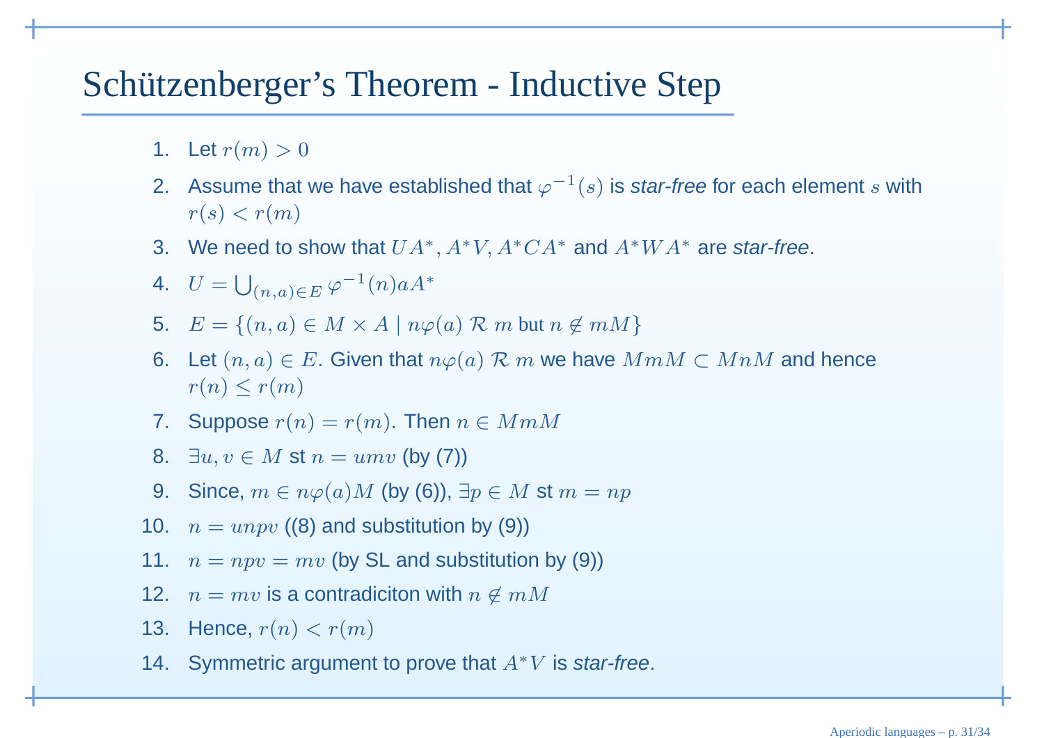# Schützenberger's Theorem - Inductive Step

1. Let $r(m) > 0$
2. Assume that we have established that $\varphi^{-1}(s)$ is *star-free* for each element $s$ with $r(s) < r(m)$
3. We need to show that $UA^*$, $A^*V$, $A^*CA^*$ and $A^*WA^*$ are *star-free*.
4. $U = \bigcup_{(n,a) \in E} \varphi^{-1}(n)aA^*$
5. $E = \{(n, a) \in M \times A \mid n\varphi(a) \mathrel{\mathcal{R}} m \text{ but } n \notin mM\}$
6. Let $(n, a) \in E$. Given that $n\varphi(a) \mathrel{\mathcal{R}} m$ we have $MmM \subset MnM$ and hence $r(n) \leq r(m)$
7. Suppose $r(n) = r(m)$. Then $n \in MmM$
8. $\exists u, v \in M$ st $n = umv$ (by (7))
9. Since, $m \in n\varphi(a)M$ (by (6)), $\exists p \in M$ st $m = np$
10. $n = unpv$ ((8) and substitution by (9))
11. $n = npv = mv$ (by SL and substitution by (9))
12. $n = mv$ is a contradiciton with $n \notin mM$
13. Hence, $r(n) < r(m)$
14. Symmetric argument to prove that $A^*V$ is *star-free*.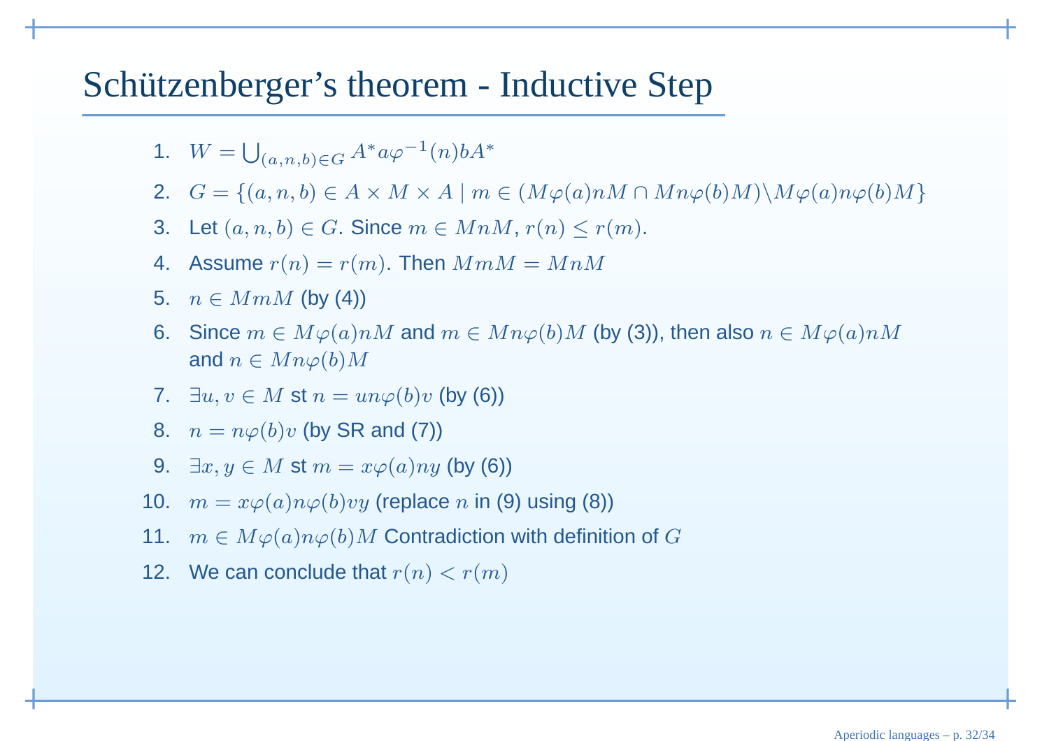# Schützenberger's theorem - Inductive Step

1. $W = \bigcup_{(a,n,b) \in G} A^* a \varphi^{-1}(n) b A^*$
2. $G = \{(a, n, b) \in A \times M \times A \mid m \in (M\varphi(a)nM \cap Mn\varphi(b)M) \backslash M\varphi(a)n\varphi(b)M\}$
3. Let $(a, n, b) \in G$. Since $m \in MnM$, $r(n) \leq r(m)$.
4. Assume $r(n) = r(m)$. Then $MmM = MnM$
5. $n \in MmM$ (by (4))
6. Since $m \in M\varphi(a)nM$ and $m \in Mn\varphi(b)M$ (by (3)), then also $n \in M\varphi(a)nM$ and $n \in Mn\varphi(b)M$
7. $\exists u, v \in M$ st $n = un\varphi(b)v$ (by (6))
8. $n = n\varphi(b)v$ (by SR and (7))
9. $\exists x, y \in M$ st $m = x\varphi(a)ny$ (by (6))
10. $m = x\varphi(a)n\varphi(b)vy$ (replace $n$ in (9) using (8))
11. $m \in M\varphi(a)n\varphi(b)M$ Contradiction with definition of $G$
12. We can conclude that $r(n) < r(m)$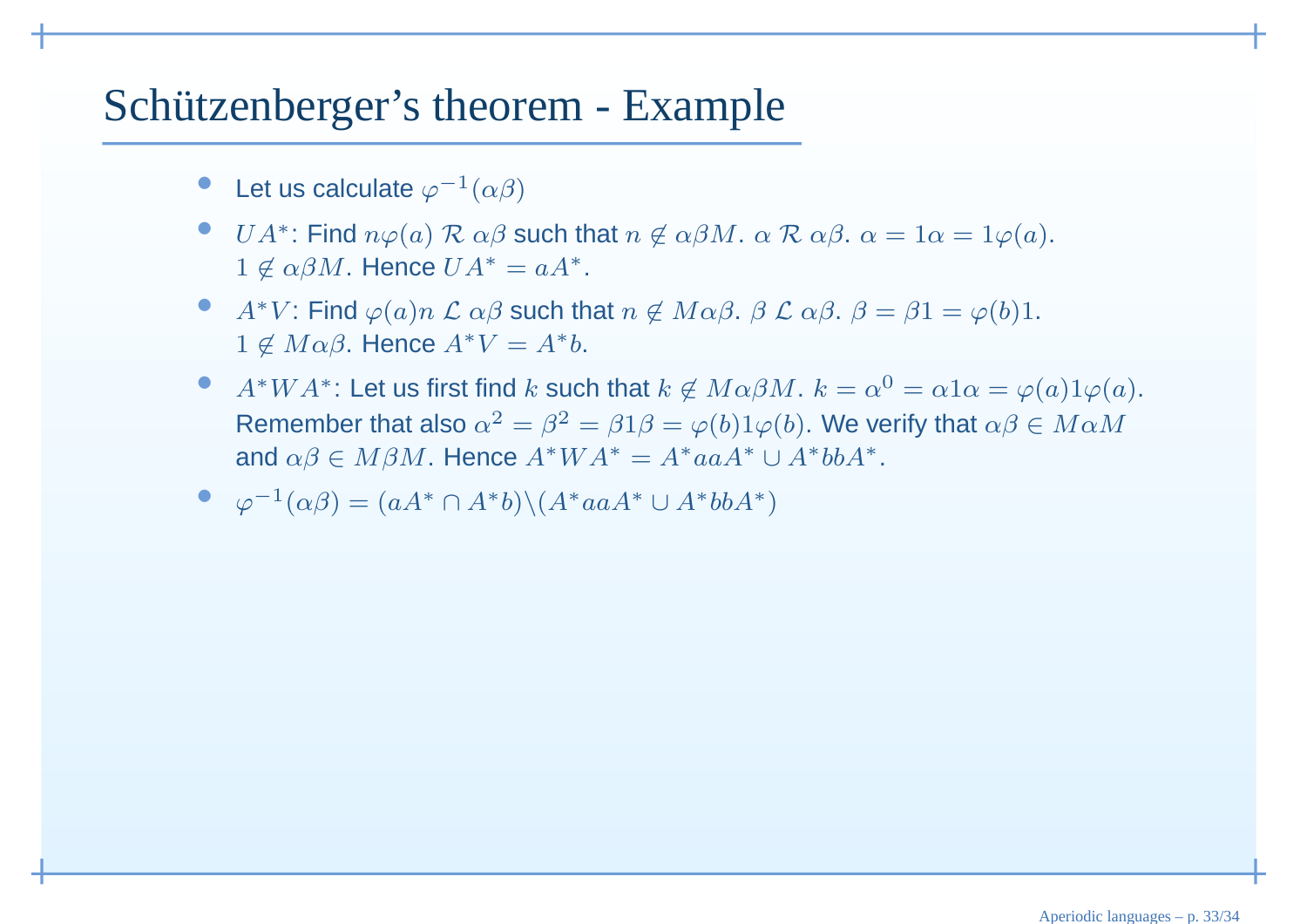# Schützenberger's theorem - Example

- Let us calculate $\varphi^{-1}(\alpha\beta)$
- $UA^*$: Find $n\varphi(a) \mathcal{R} \alpha\beta$ such that $n \notin \alpha\beta M$. $\alpha \mathcal{R} \alpha\beta$. $\alpha = 1\alpha = 1\varphi(a)$. $1 \notin \alpha\beta M$. Hence $UA^* = aA^*$.
- $A^*V$: Find $\varphi(a)n \mathcal{L} \alpha\beta$ such that $n \notin M\alpha\beta$. $\beta \mathcal{L} \alpha\beta$. $\beta = \beta 1 = \varphi(b)1$. $1 \notin M\alpha\beta$. Hence $A^*V = A^*b$.
- $A^*WA^*$: Let us first find $k$ such that $k \notin M\alpha\beta M$. $k = \alpha^0 = \alpha 1 \alpha = \varphi(a)1\varphi(a)$. Remember that also $\alpha^2 = \beta^2 = \beta 1 \beta = \varphi(b)1\varphi(b)$. We verify that $\alpha\beta \in M\alpha M$ and $\alpha\beta \in M\beta M$. Hence $A^*WA^* = A^*aaA^* \cup A^*bbA^*$.
- $\varphi^{-1}(\alpha\beta) = (aA^* \cap A^*b) \backslash (A^*aaA^* \cup A^*bbA^*)$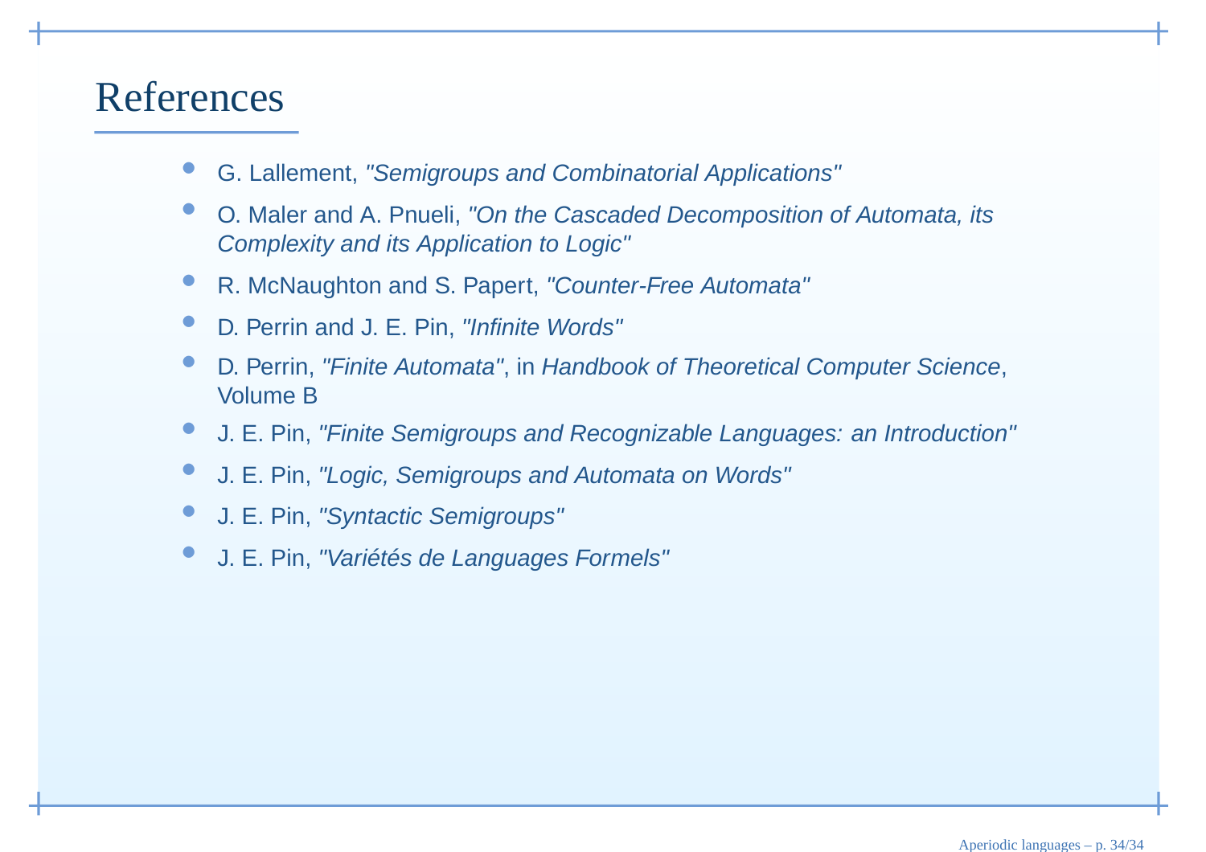# References

- G. Lallement, *"Semigroups and Combinatorial Applications"*
- O. Maler and A. Pnueli, *"On the Cascaded Decomposition of Automata, its Complexity and its Application to Logic"*
- R. McNaughton and S. Papert, *"Counter-Free Automata"*
- D. Perrin and J. E. Pin, *"Infinite Words"*
- D. Perrin, *"Finite Automata"*, in *Handbook of Theoretical Computer Science*, Volume B
- J. E. Pin, *"Finite Semigroups and Recognizable Languages: an Introduction"*
- J. E. Pin, *"Logic, Semigroups and Automata on Words"*
- J. E. Pin, *"Syntactic Semigroups"*
- J. E. Pin, *"Variétés de Languages Formels"*